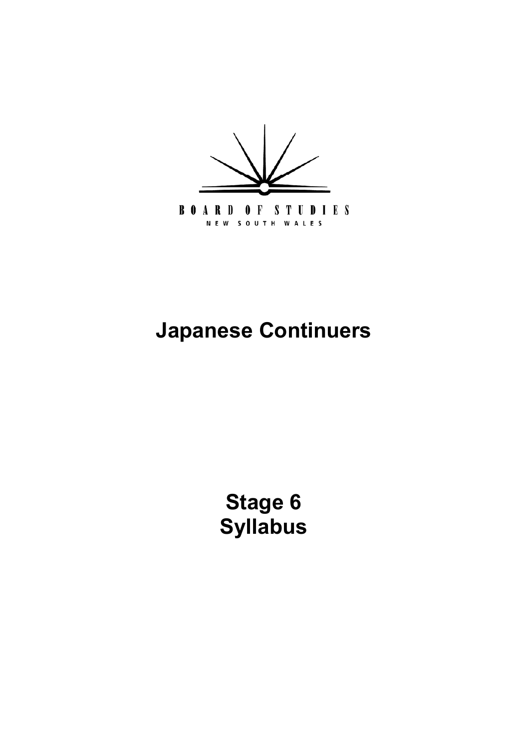BOARD OF STUDIES

NEW SOUTH WALES

# Japanese Continuers

# Stage 6
# Syllabus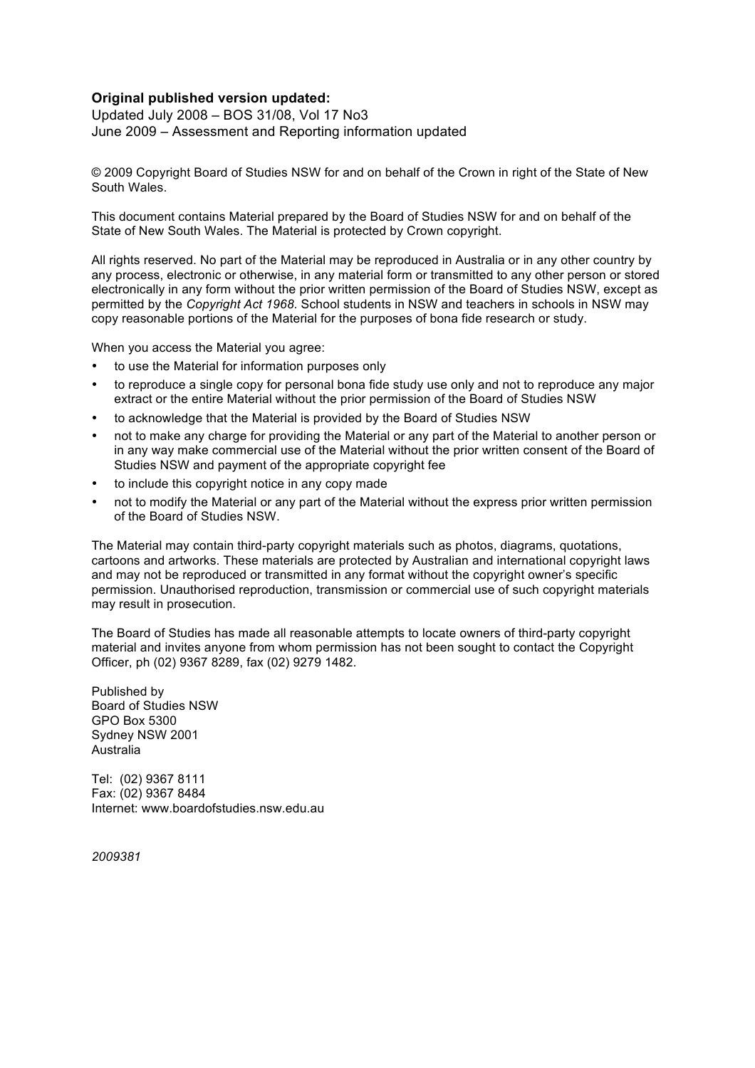**Original published version updated:**
Updated July 2008 – BOS 31/08, Vol 17 No3
June 2009 – Assessment and Reporting information updated

© 2009 Copyright Board of Studies NSW for and on behalf of the Crown in right of the State of New South Wales.

This document contains Material prepared by the Board of Studies NSW for and on behalf of the State of New South Wales. The Material is protected by Crown copyright.

All rights reserved. No part of the Material may be reproduced in Australia or in any other country by any process, electronic or otherwise, in any material form or transmitted to any other person or stored electronically in any form without the prior written permission of the Board of Studies NSW, except as permitted by the *Copyright Act 1968*. School students in NSW and teachers in schools in NSW may copy reasonable portions of the Material for the purposes of bona fide research or study.

When you access the Material you agree:

- to use the Material for information purposes only
- to reproduce a single copy for personal bona fide study use only and not to reproduce any major extract or the entire Material without the prior permission of the Board of Studies NSW
- to acknowledge that the Material is provided by the Board of Studies NSW
- not to make any charge for providing the Material or any part of the Material to another person or in any way make commercial use of the Material without the prior written consent of the Board of Studies NSW and payment of the appropriate copyright fee
- to include this copyright notice in any copy made
- not to modify the Material or any part of the Material without the express prior written permission of the Board of Studies NSW.

The Material may contain third-party copyright materials such as photos, diagrams, quotations, cartoons and artworks. These materials are protected by Australian and international copyright laws and may not be reproduced or transmitted in any format without the copyright owner's specific permission. Unauthorised reproduction, transmission or commercial use of such copyright materials may result in prosecution.

The Board of Studies has made all reasonable attempts to locate owners of third-party copyright material and invites anyone from whom permission has not been sought to contact the Copyright Officer, ph (02) 9367 8289, fax (02) 9279 1482.

Published by
Board of Studies NSW
GPO Box 5300
Sydney NSW 2001
Australia

Tel: (02) 9367 8111
Fax: (02) 9367 8484
Internet: www.boardofstudies.nsw.edu.au

*2009381*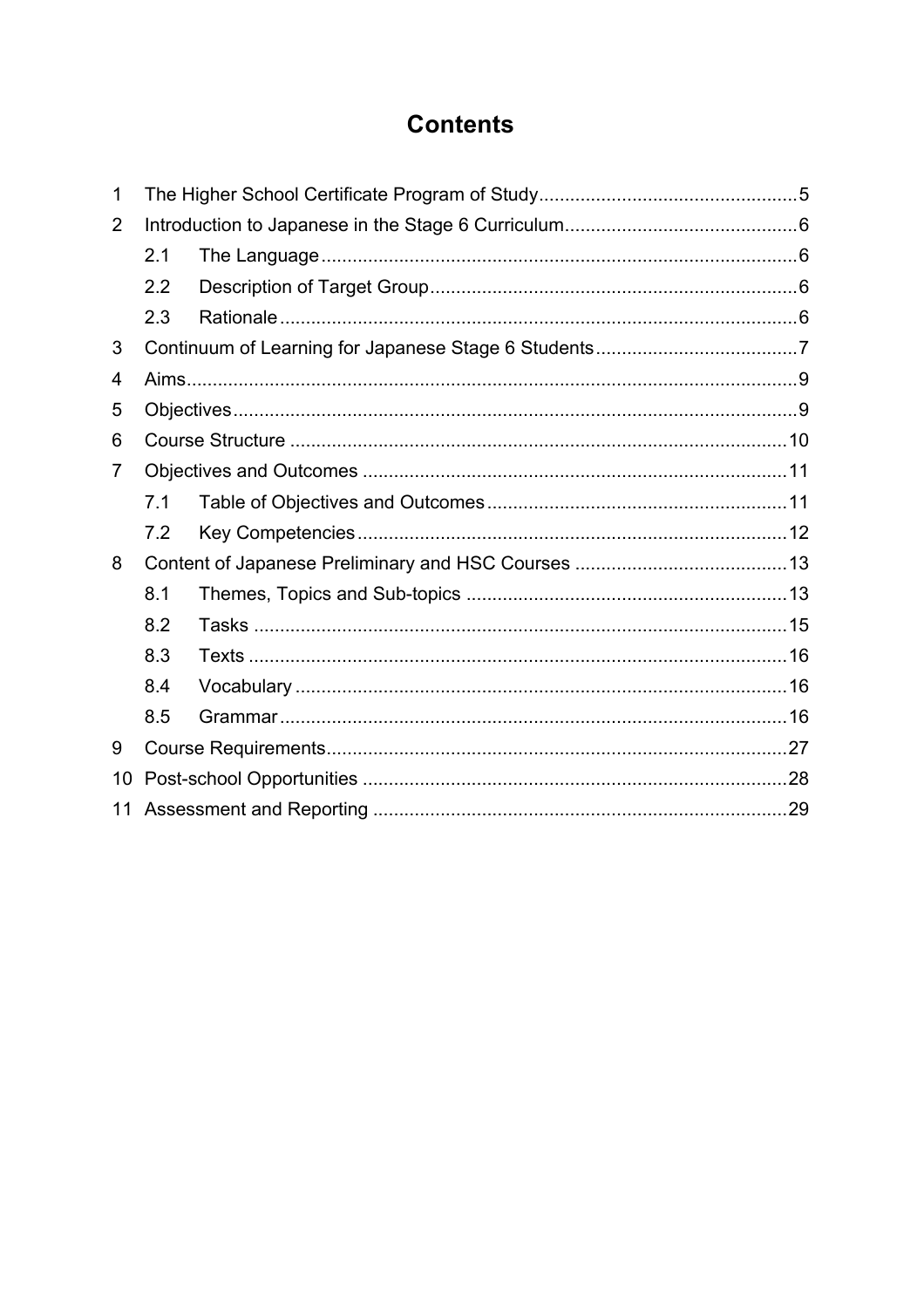# Contents

| | | |
|---|---|---|
| 1 | The Higher School Certificate Program of Study | 5 |
| 2 | Introduction to Japanese in the Stage 6 Curriculum | 6 |
| | 2.1 The Language | 6 |
| | 2.2 Description of Target Group | 6 |
| | 2.3 Rationale | 6 |
| 3 | Continuum of Learning for Japanese Stage 6 Students | 7 |
| 4 | Aims | 9 |
| 5 | Objectives | 9 |
| 6 | Course Structure | 10 |
| 7 | Objectives and Outcomes | 11 |
| | 7.1 Table of Objectives and Outcomes | 11 |
| | 7.2 Key Competencies | 12 |
| 8 | Content of Japanese Preliminary and HSC Courses | 13 |
| | 8.1 Themes, Topics and Sub-topics | 13 |
| | 8.2 Tasks | 15 |
| | 8.3 Texts | 16 |
| | 8.4 Vocabulary | 16 |
| | 8.5 Grammar | 16 |
| 9 | Course Requirements | 27 |
| 10 | Post-school Opportunities | 28 |
| 11 | Assessment and Reporting | 29 |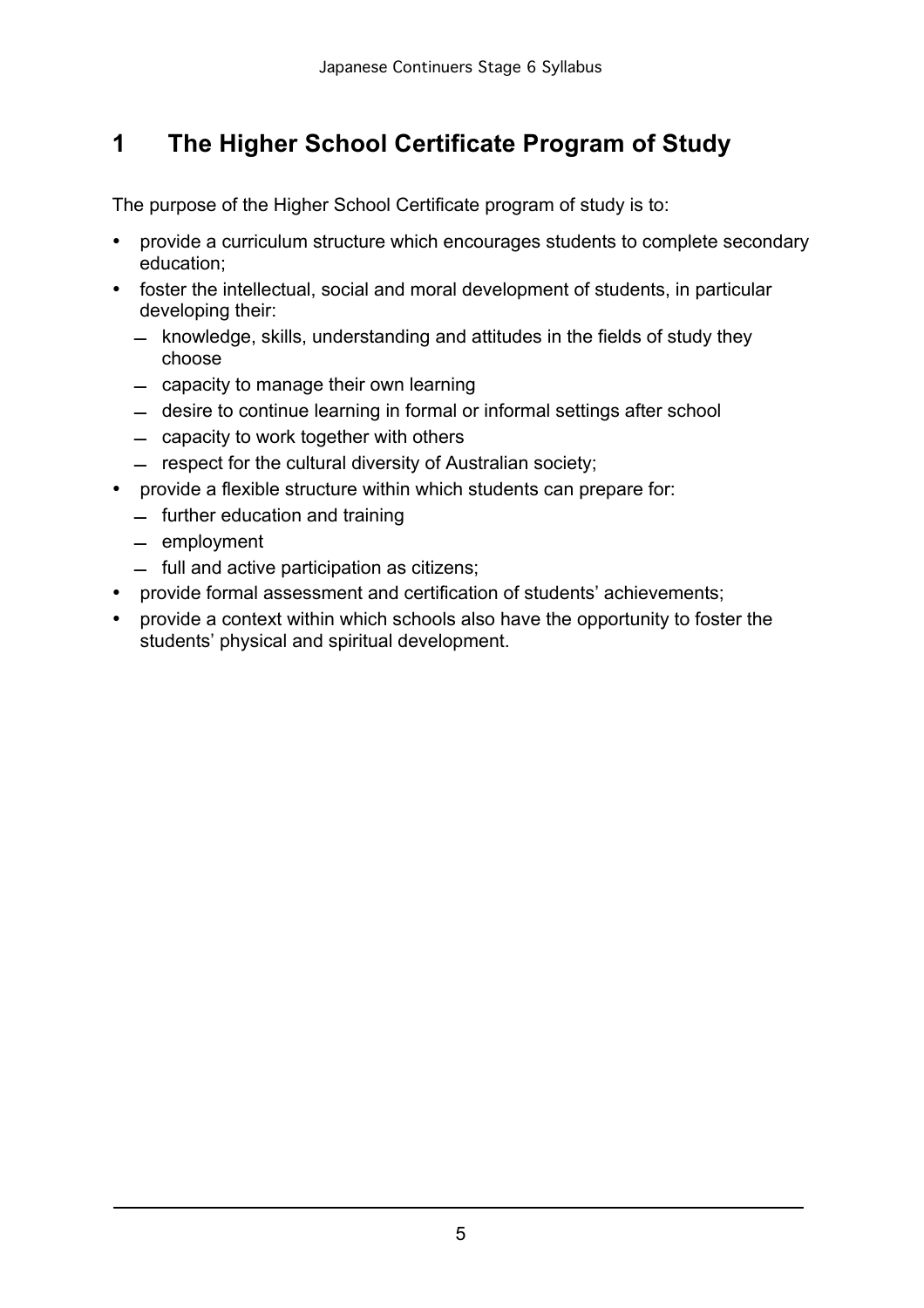# 1 The Higher School Certificate Program of Study

The purpose of the Higher School Certificate program of study is to:

- provide a curriculum structure which encourages students to complete secondary education;
- foster the intellectual, social and moral development of students, in particular developing their:
  - knowledge, skills, understanding and attitudes in the fields of study they choose
  - capacity to manage their own learning
  - desire to continue learning in formal or informal settings after school
  - capacity to work together with others
  - respect for the cultural diversity of Australian society;
- provide a flexible structure within which students can prepare for:
  - further education and training
  - employment
  - full and active participation as citizens;
- provide formal assessment and certification of students' achievements;
- provide a context within which schools also have the opportunity to foster the students' physical and spiritual development.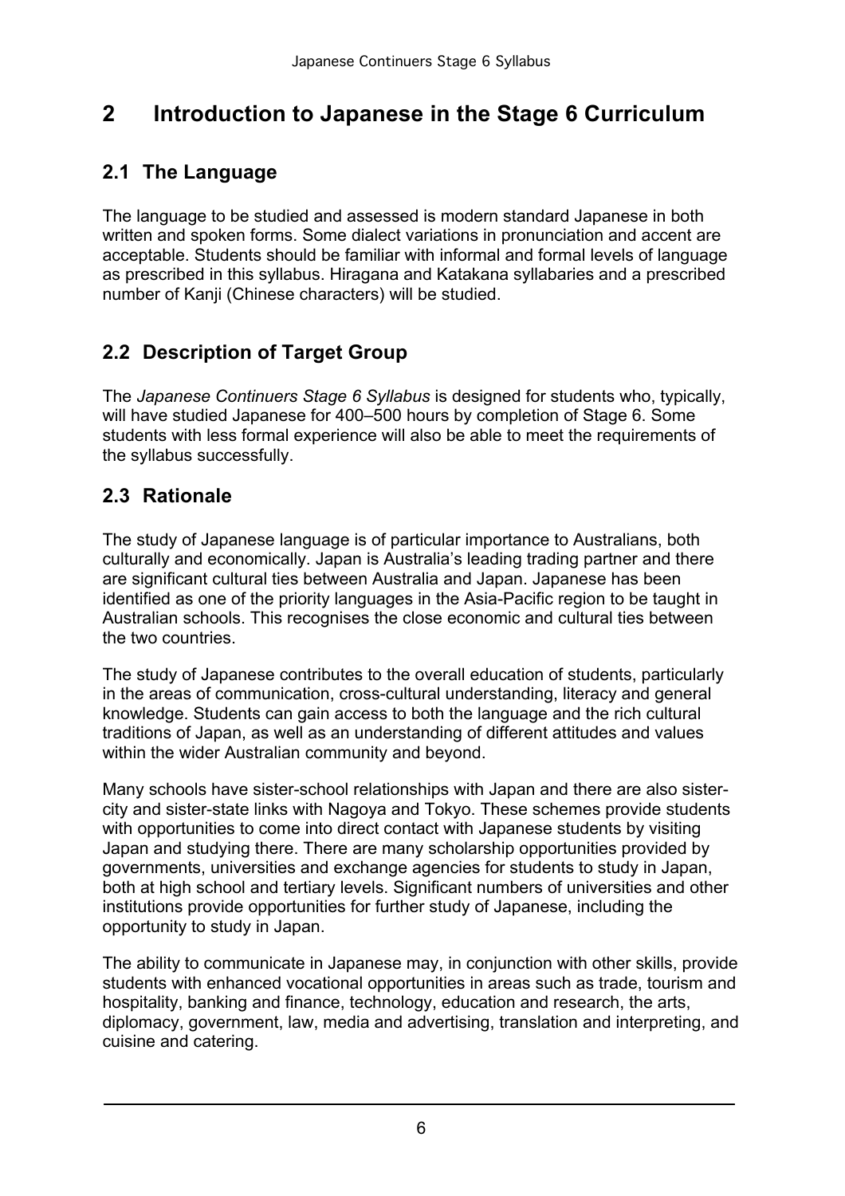# 2 Introduction to Japanese in the Stage 6 Curriculum

## 2.1 The Language

The language to be studied and assessed is modern standard Japanese in both written and spoken forms. Some dialect variations in pronunciation and accent are acceptable. Students should be familiar with informal and formal levels of language as prescribed in this syllabus. Hiragana and Katakana syllabaries and a prescribed number of Kanji (Chinese characters) will be studied.

## 2.2 Description of Target Group

The *Japanese Continuers Stage 6 Syllabus* is designed for students who, typically, will have studied Japanese for 400–500 hours by completion of Stage 6. Some students with less formal experience will also be able to meet the requirements of the syllabus successfully.

## 2.3 Rationale

The study of Japanese language is of particular importance to Australians, both culturally and economically. Japan is Australia's leading trading partner and there are significant cultural ties between Australia and Japan. Japanese has been identified as one of the priority languages in the Asia-Pacific region to be taught in Australian schools. This recognises the close economic and cultural ties between the two countries.

The study of Japanese contributes to the overall education of students, particularly in the areas of communication, cross-cultural understanding, literacy and general knowledge. Students can gain access to both the language and the rich cultural traditions of Japan, as well as an understanding of different attitudes and values within the wider Australian community and beyond.

Many schools have sister-school relationships with Japan and there are also sister-city and sister-state links with Nagoya and Tokyo. These schemes provide students with opportunities to come into direct contact with Japanese students by visiting Japan and studying there. There are many scholarship opportunities provided by governments, universities and exchange agencies for students to study in Japan, both at high school and tertiary levels. Significant numbers of universities and other institutions provide opportunities for further study of Japanese, including the opportunity to study in Japan.

The ability to communicate in Japanese may, in conjunction with other skills, provide students with enhanced vocational opportunities in areas such as trade, tourism and hospitality, banking and finance, technology, education and research, the arts, diplomacy, government, law, media and advertising, translation and interpreting, and cuisine and catering.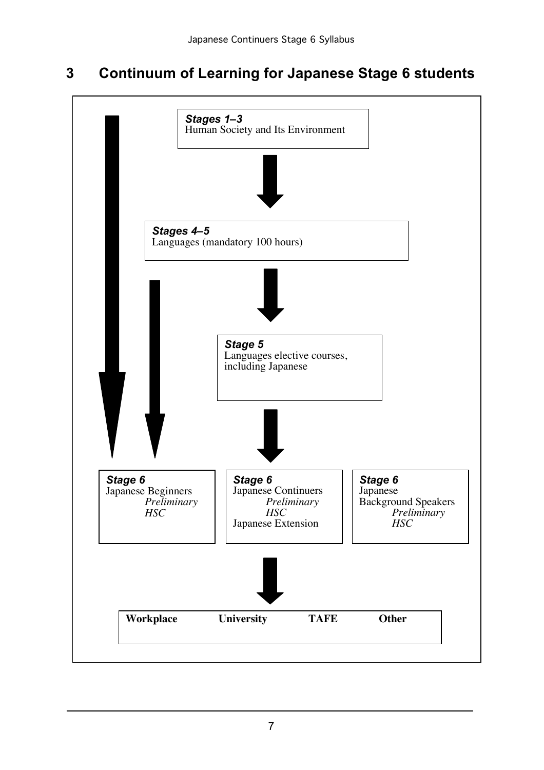## 3 Continuum of Learning for Japanese Stage 6 students

***Stages 1–3***
Human Society and Its Environment

↓

***Stages 4–5***
Languages (mandatory 100 hours)

↓

***Stage 5***
Languages elective courses, including Japanese

↓

***Stage 6***
Japanese Beginners
*Preliminary*
*HSC*

***Stage 6***
Japanese Continuers
*Preliminary*
*HSC*
Japanese Extension

***Stage 6***
Japanese
Background Speakers
*Preliminary*
*HSC*

↓

**Workplace** **University** **TAFE** **Other**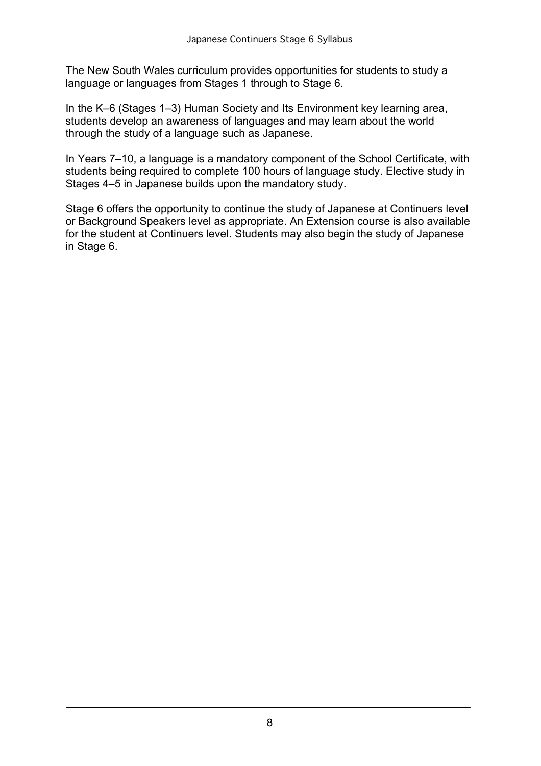The New South Wales curriculum provides opportunities for students to study a language or languages from Stages 1 through to Stage 6.

In the K–6 (Stages 1–3) Human Society and Its Environment key learning area, students develop an awareness of languages and may learn about the world through the study of a language such as Japanese.

In Years 7–10, a language is a mandatory component of the School Certificate, with students being required to complete 100 hours of language study. Elective study in Stages 4–5 in Japanese builds upon the mandatory study.

Stage 6 offers the opportunity to continue the study of Japanese at Continuers level or Background Speakers level as appropriate. An Extension course is also available for the student at Continuers level. Students may also begin the study of Japanese in Stage 6.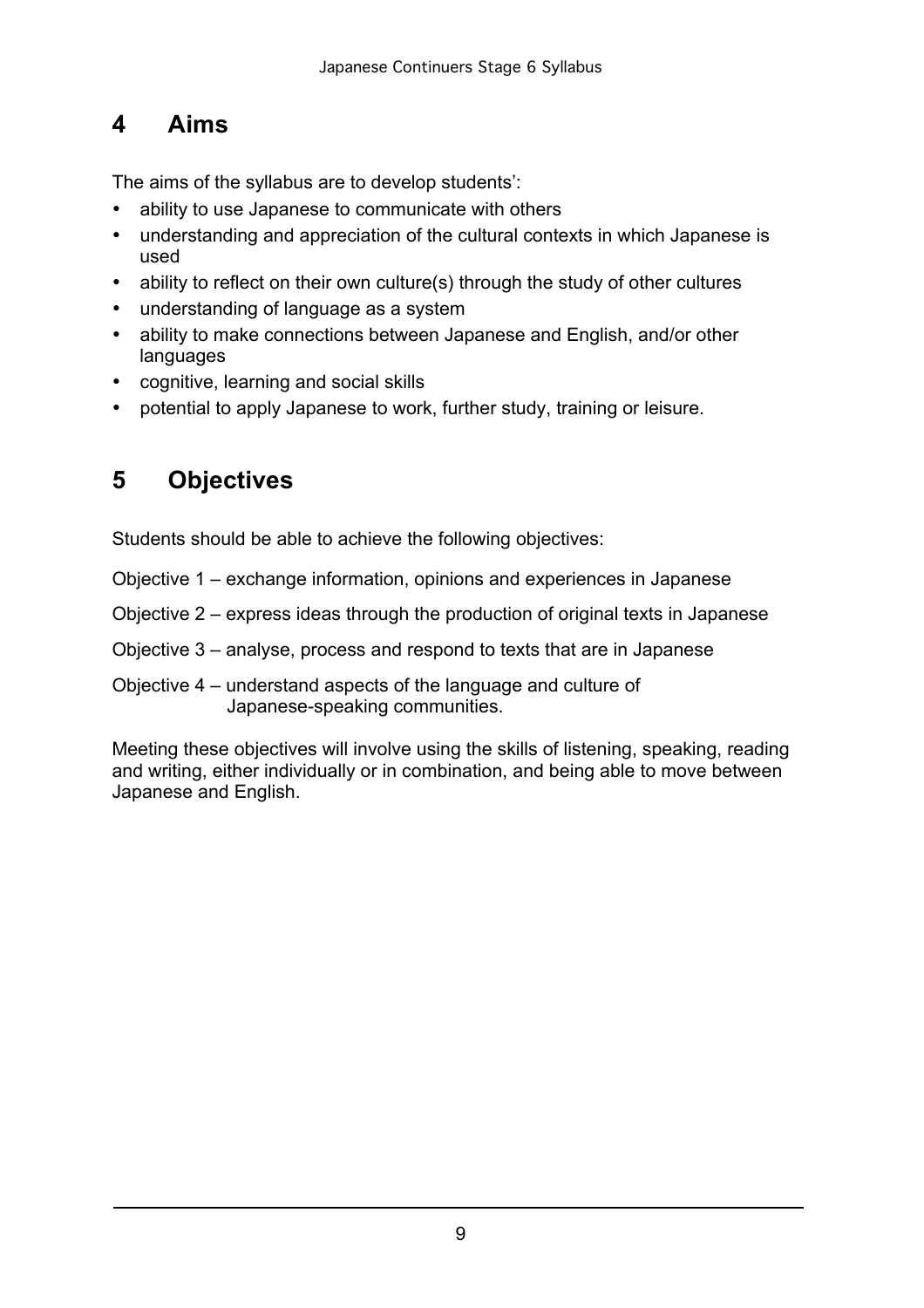## 4 Aims

The aims of the syllabus are to develop students':

- ability to use Japanese to communicate with others
- understanding and appreciation of the cultural contexts in which Japanese is used
- ability to reflect on their own culture(s) through the study of other cultures
- understanding of language as a system
- ability to make connections between Japanese and English, and/or other languages
- cognitive, learning and social skills
- potential to apply Japanese to work, further study, training or leisure.

## 5 Objectives

Students should be able to achieve the following objectives:

Objective 1 – exchange information, opinions and experiences in Japanese

Objective 2 – express ideas through the production of original texts in Japanese

Objective 3 – analyse, process and respond to texts that are in Japanese

Objective 4 – understand aspects of the language and culture of Japanese-speaking communities.

Meeting these objectives will involve using the skills of listening, speaking, reading and writing, either individually or in combination, and being able to move between Japanese and English.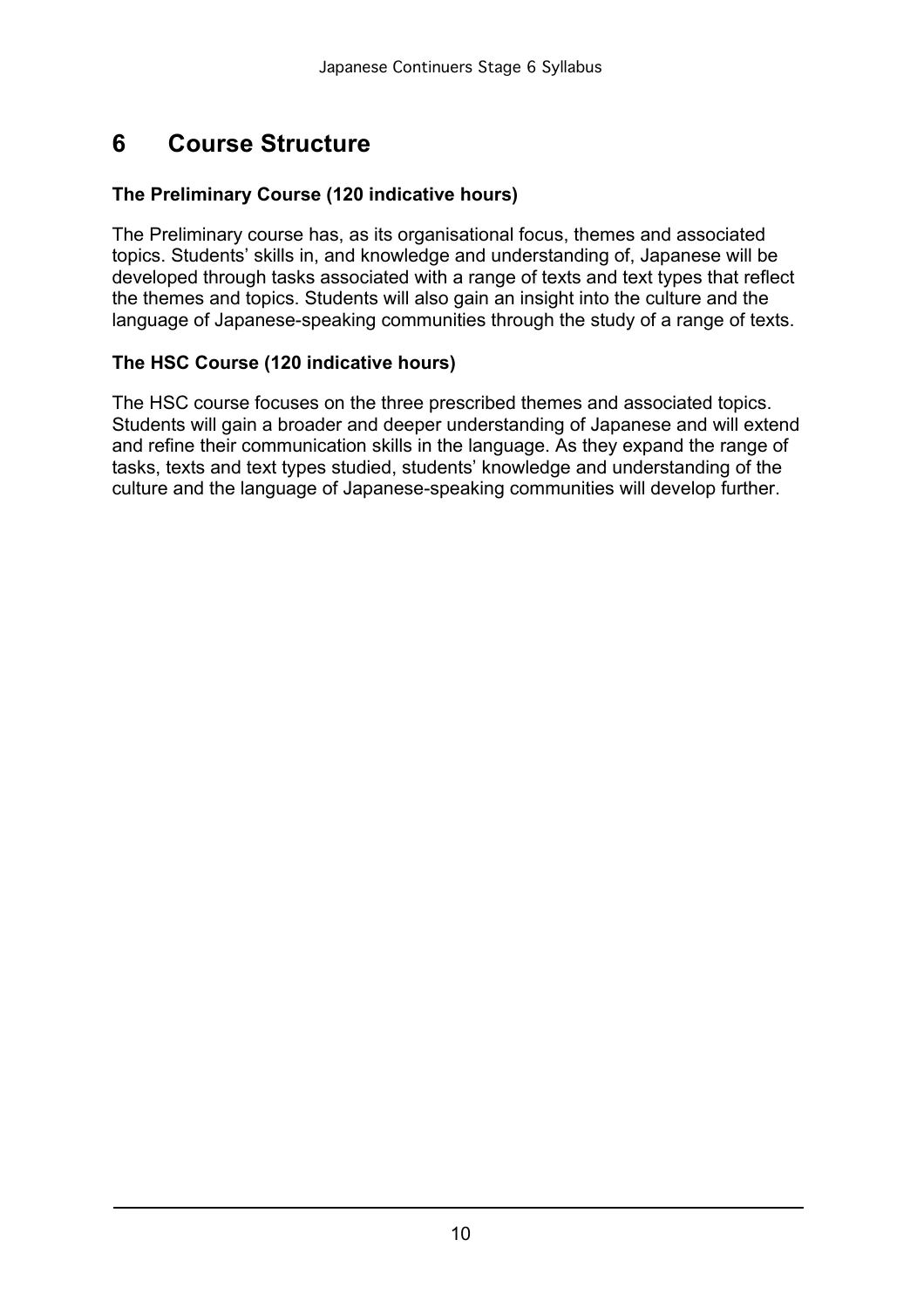# 6 Course Structure

**The Preliminary Course (120 indicative hours)**

The Preliminary course has, as its organisational focus, themes and associated topics. Students' skills in, and knowledge and understanding of, Japanese will be developed through tasks associated with a range of texts and text types that reflect the themes and topics. Students will also gain an insight into the culture and the language of Japanese-speaking communities through the study of a range of texts.

**The HSC Course (120 indicative hours)**

The HSC course focuses on the three prescribed themes and associated topics. Students will gain a broader and deeper understanding of Japanese and will extend and refine their communication skills in the language. As they expand the range of tasks, texts and text types studied, students' knowledge and understanding of the culture and the language of Japanese-speaking communities will develop further.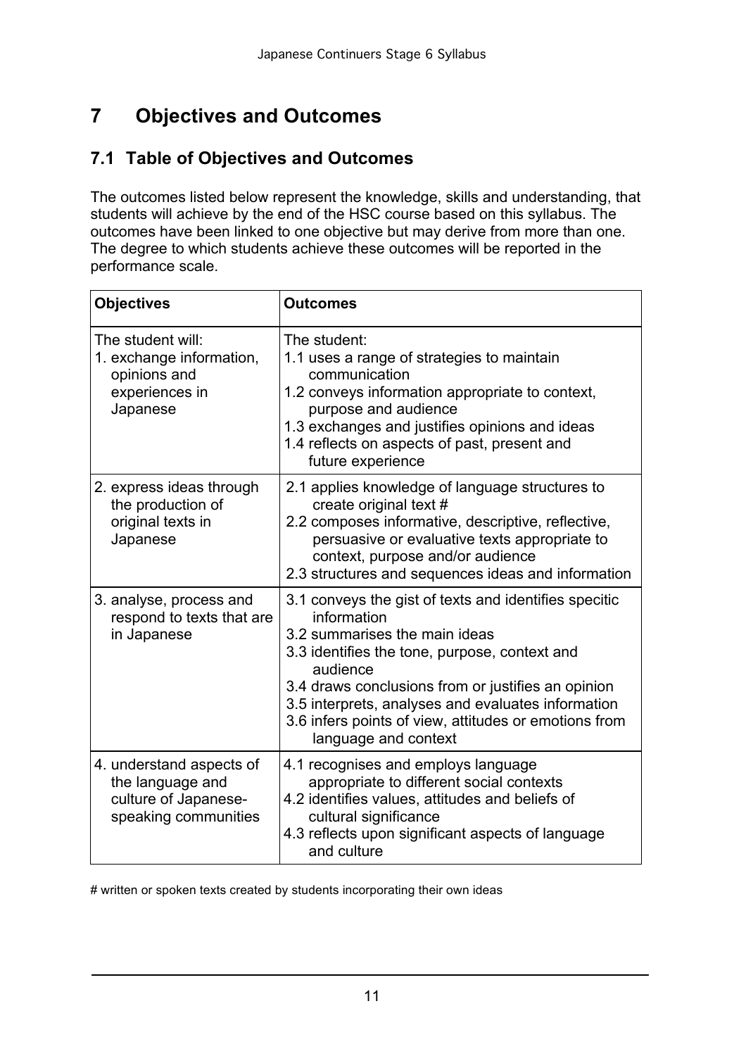# 7 Objectives and Outcomes

## 7.1 Table of Objectives and Outcomes

The outcomes listed below represent the knowledge, skills and understanding, that students will achieve by the end of the HSC course based on this syllabus. The outcomes have been linked to one objective but may derive from more than one. The degree to which students achieve these outcomes will be reported in the performance scale.

| **Objectives** | **Outcomes** |
|---|---|
| The student will:<br>1. exchange information, opinions and experiences in Japanese | The student:<br>1.1 uses a range of strategies to maintain communication<br>1.2 conveys information appropriate to context, purpose and audience<br>1.3 exchanges and justifies opinions and ideas<br>1.4 reflects on aspects of past, present and future experience |
| 2. express ideas through the production of original texts in Japanese | 2.1 applies knowledge of language structures to create original text #<br>2.2 composes informative, descriptive, reflective, persuasive or evaluative texts appropriate to context, purpose and/or audience<br>2.3 structures and sequences ideas and information |
| 3. analyse, process and respond to texts that are in Japanese | 3.1 conveys the gist of texts and identifies specitic information<br>3.2 summarises the main ideas<br>3.3 identifies the tone, purpose, context and audience<br>3.4 draws conclusions from or justifies an opinion<br>3.5 interprets, analyses and evaluates information<br>3.6 infers points of view, attitudes or emotions from language and context |
| 4. understand aspects of the language and culture of Japanese-speaking communities | 4.1 recognises and employs language appropriate to different social contexts<br>4.2 identifies values, attitudes and beliefs of cultural significance<br>4.3 reflects upon significant aspects of language and culture |

# written or spoken texts created by students incorporating their own ideas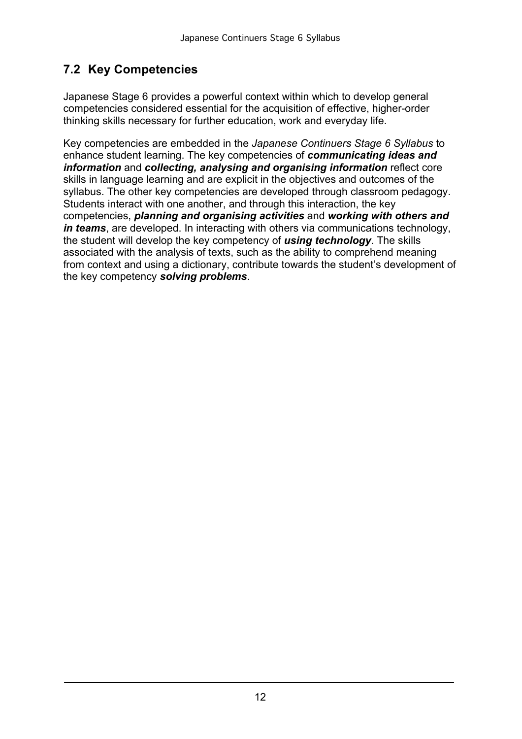## 7.2 Key Competencies

Japanese Stage 6 provides a powerful context within which to develop general competencies considered essential for the acquisition of effective, higher-order thinking skills necessary for further education, work and everyday life.

Key competencies are embedded in the *Japanese Continuers Stage 6 Syllabus* to enhance student learning. The key competencies of ***communicating ideas and information*** and ***collecting, analysing and organising information*** reflect core skills in language learning and are explicit in the objectives and outcomes of the syllabus. The other key competencies are developed through classroom pedagogy. Students interact with one another, and through this interaction, the key competencies, ***planning and organising activities*** and ***working with others and in teams***, are developed. In interacting with others via communications technology, the student will develop the key competency of ***using technology***. The skills associated with the analysis of texts, such as the ability to comprehend meaning from context and using a dictionary, contribute towards the student's development of the key competency ***solving problems***.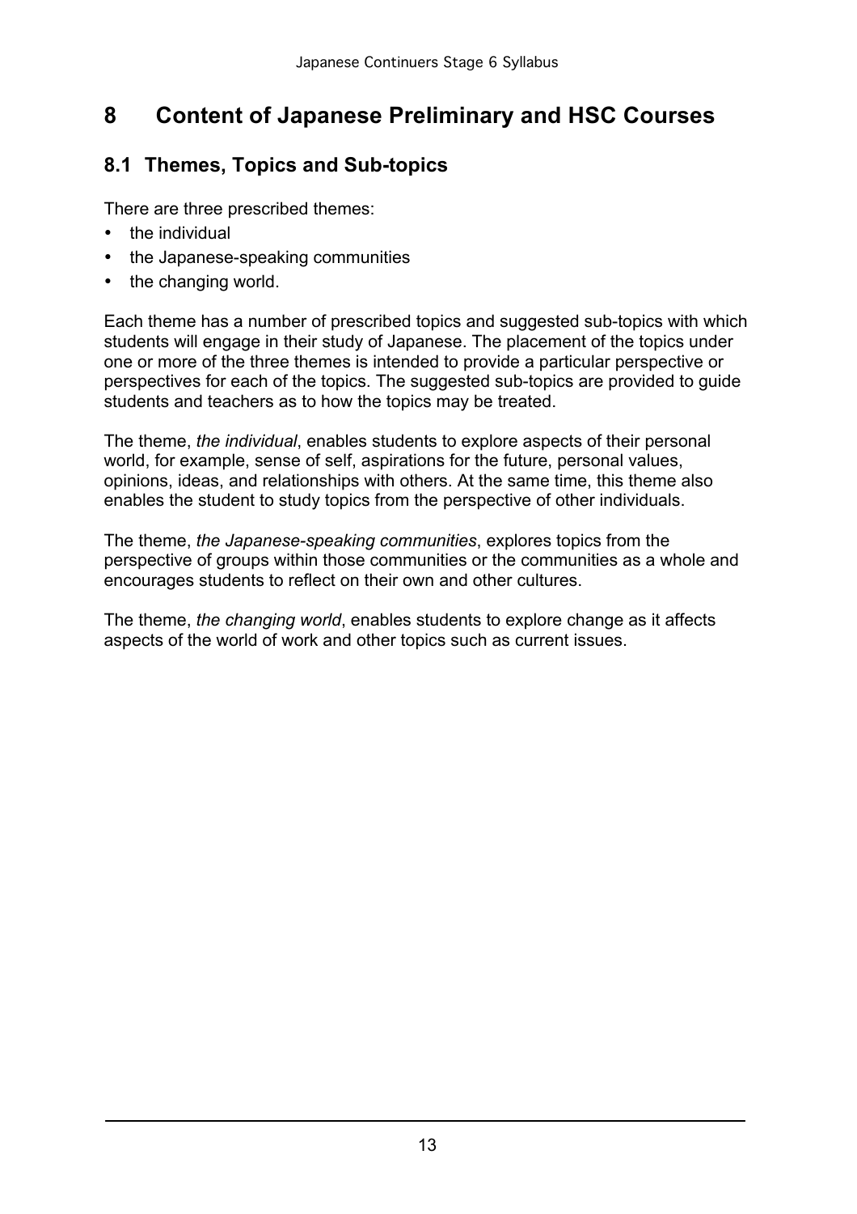# 8 Content of Japanese Preliminary and HSC Courses

## 8.1 Themes, Topics and Sub-topics

There are three prescribed themes:

- the individual
- the Japanese-speaking communities
- the changing world.

Each theme has a number of prescribed topics and suggested sub-topics with which students will engage in their study of Japanese. The placement of the topics under one or more of the three themes is intended to provide a particular perspective or perspectives for each of the topics. The suggested sub-topics are provided to guide students and teachers as to how the topics may be treated.

The theme, *the individual*, enables students to explore aspects of their personal world, for example, sense of self, aspirations for the future, personal values, opinions, ideas, and relationships with others. At the same time, this theme also enables the student to study topics from the perspective of other individuals.

The theme, *the Japanese-speaking communities*, explores topics from the perspective of groups within those communities or the communities as a whole and encourages students to reflect on their own and other cultures.

The theme, *the changing world*, enables students to explore change as it affects aspects of the world of work and other topics such as current issues.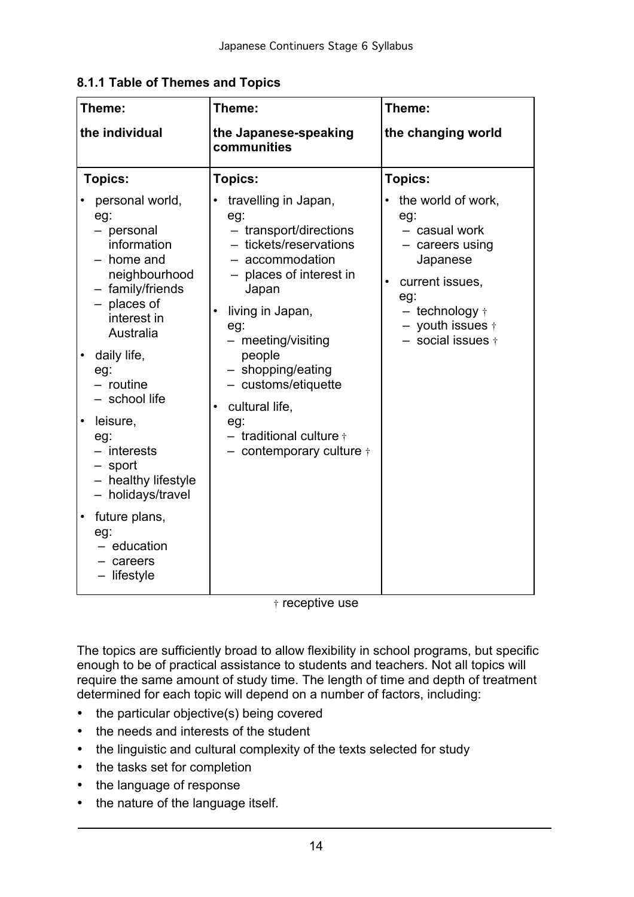### 8.1.1 Table of Themes and Topics

| Theme: the individual | Theme: the Japanese-speaking communities | Theme: the changing world |
|---|---|---|
| **Topics:** | **Topics:** | **Topics:** |
| • personal world, eg:<br>– personal information<br>– home and neighbourhood<br>– family/friends<br>– places of interest in Australia<br>• daily life, eg:<br>– routine<br>– school life<br>• leisure, eg:<br>– interests<br>– sport<br>– healthy lifestyle<br>– holidays/travel<br>• future plans, eg:<br>– education<br>– careers<br>– lifestyle | • travelling in Japan, eg:<br>– transport/directions<br>– tickets/reservations<br>– accommodation<br>– places of interest in Japan<br>• living in Japan, eg:<br>– meeting/visiting people<br>– shopping/eating<br>– customs/etiquette<br>• cultural life, eg:<br>– traditional culture †<br>– contemporary culture † | • the world of work, eg:<br>– casual work<br>– careers using Japanese<br>• current issues, eg:<br>– technology †<br>– youth issues †<br>– social issues † |

† receptive use

The topics are sufficiently broad to allow flexibility in school programs, but specific enough to be of practical assistance to students and teachers. Not all topics will require the same amount of study time. The length of time and depth of treatment determined for each topic will depend on a number of factors, including:

- the particular objective(s) being covered
- the needs and interests of the student
- the linguistic and cultural complexity of the texts selected for study
- the tasks set for completion
- the language of response
- the nature of the language itself.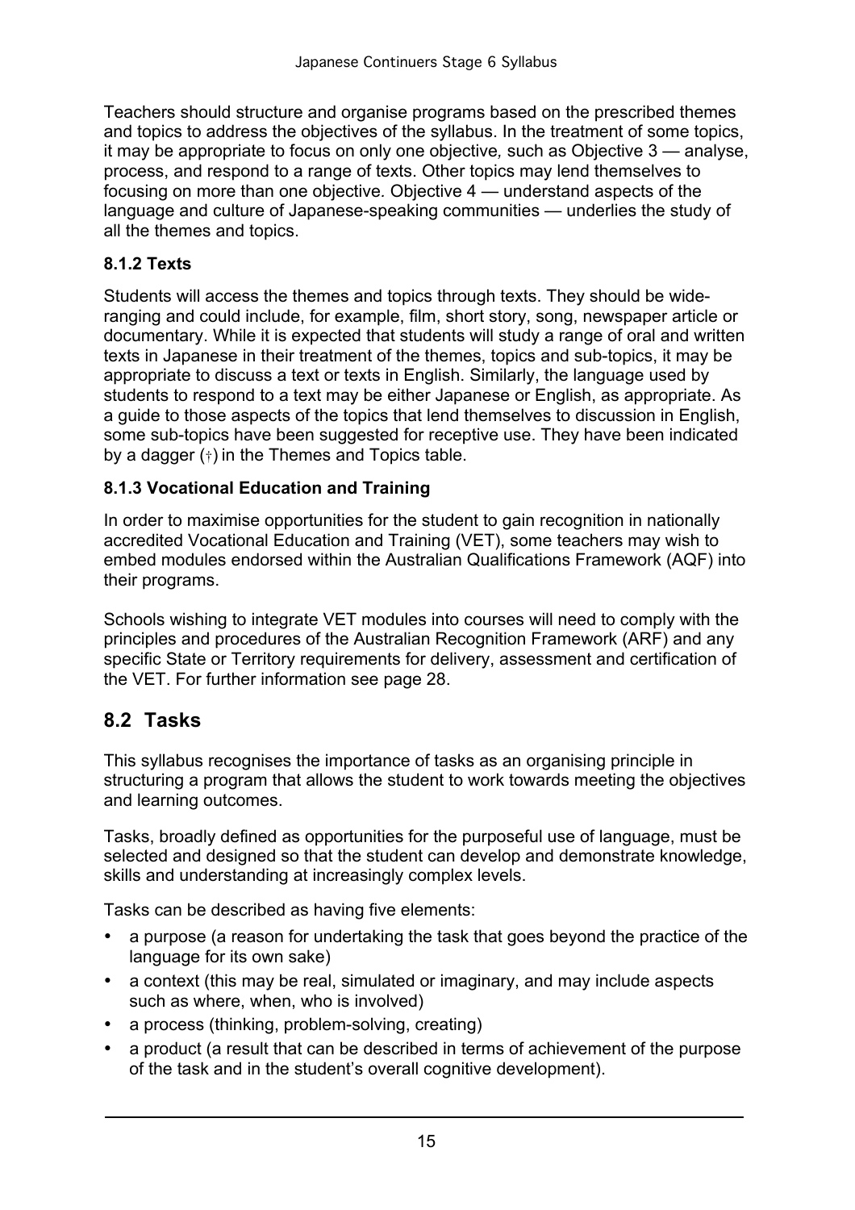Teachers should structure and organise programs based on the prescribed themes and topics to address the objectives of the syllabus. In the treatment of some topics, it may be appropriate to focus on only one objective, such as Objective 3 — analyse, process, and respond to a range of texts. Other topics may lend themselves to focusing on more than one objective. Objective 4 — understand aspects of the language and culture of Japanese-speaking communities — underlies the study of all the themes and topics.

### 8.1.2 Texts

Students will access the themes and topics through texts. They should be wide-ranging and could include, for example, film, short story, song, newspaper article or documentary. While it is expected that students will study a range of oral and written texts in Japanese in their treatment of the themes, topics and sub-topics, it may be appropriate to discuss a text or texts in English. Similarly, the language used by students to respond to a text may be either Japanese or English, as appropriate. As a guide to those aspects of the topics that lend themselves to discussion in English, some sub-topics have been suggested for receptive use. They have been indicated by a dagger (†) in the Themes and Topics table.

### 8.1.3 Vocational Education and Training

In order to maximise opportunities for the student to gain recognition in nationally accredited Vocational Education and Training (VET), some teachers may wish to embed modules endorsed within the Australian Qualifications Framework (AQF) into their programs.

Schools wishing to integrate VET modules into courses will need to comply with the principles and procedures of the Australian Recognition Framework (ARF) and any specific State or Territory requirements for delivery, assessment and certification of the VET. For further information see page 28.

## 8.2 Tasks

This syllabus recognises the importance of tasks as an organising principle in structuring a program that allows the student to work towards meeting the objectives and learning outcomes.

Tasks, broadly defined as opportunities for the purposeful use of language, must be selected and designed so that the student can develop and demonstrate knowledge, skills and understanding at increasingly complex levels.

Tasks can be described as having five elements:

- a purpose (a reason for undertaking the task that goes beyond the practice of the language for its own sake)
- a context (this may be real, simulated or imaginary, and may include aspects such as where, when, who is involved)
- a process (thinking, problem-solving, creating)
- a product (a result that can be described in terms of achievement of the purpose of the task and in the student's overall cognitive development).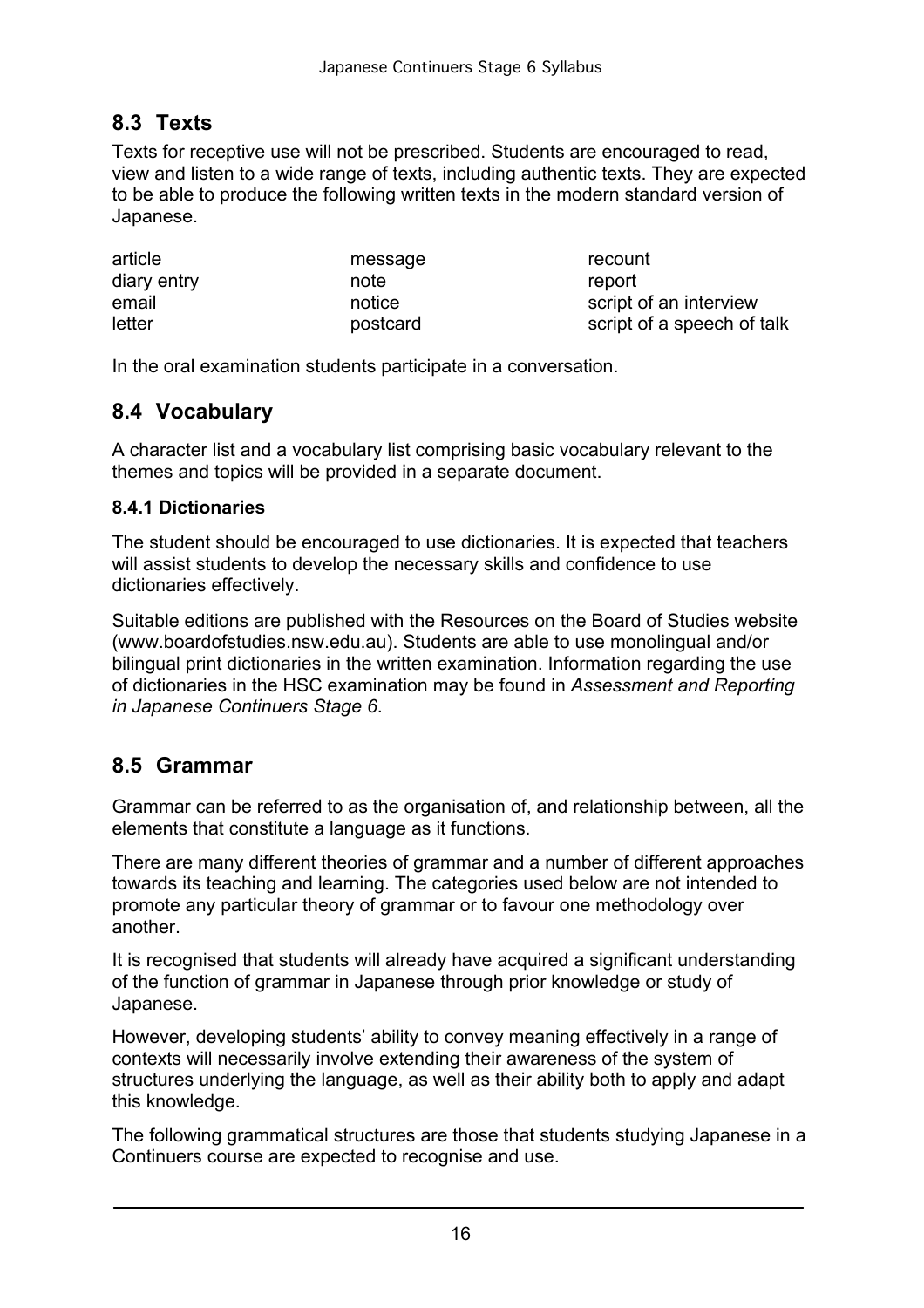## 8.3 Texts

Texts for receptive use will not be prescribed. Students are encouraged to read, view and listen to a wide range of texts, including authentic texts. They are expected to be able to produce the following written texts in the modern standard version of Japanese.

| | | |
|---|---|---|
| article | message | recount |
| diary entry | note | report |
| email | notice | script of an interview |
| letter | postcard | script of a speech of talk |

In the oral examination students participate in a conversation.

## 8.4 Vocabulary

A character list and a vocabulary list comprising basic vocabulary relevant to the themes and topics will be provided in a separate document.

### 8.4.1 Dictionaries

The student should be encouraged to use dictionaries. It is expected that teachers will assist students to develop the necessary skills and confidence to use dictionaries effectively.

Suitable editions are published with the Resources on the Board of Studies website (www.boardofstudies.nsw.edu.au). Students are able to use monolingual and/or bilingual print dictionaries in the written examination. Information regarding the use of dictionaries in the HSC examination may be found in *Assessment and Reporting in Japanese Continuers Stage 6*.

## 8.5 Grammar

Grammar can be referred to as the organisation of, and relationship between, all the elements that constitute a language as it functions.

There are many different theories of grammar and a number of different approaches towards its teaching and learning. The categories used below are not intended to promote any particular theory of grammar or to favour one methodology over another.

It is recognised that students will already have acquired a significant understanding of the function of grammar in Japanese through prior knowledge or study of Japanese.

However, developing students' ability to convey meaning effectively in a range of contexts will necessarily involve extending their awareness of the system of structures underlying the language, as well as their ability both to apply and adapt this knowledge.

The following grammatical structures are those that students studying Japanese in a Continuers course are expected to recognise and use.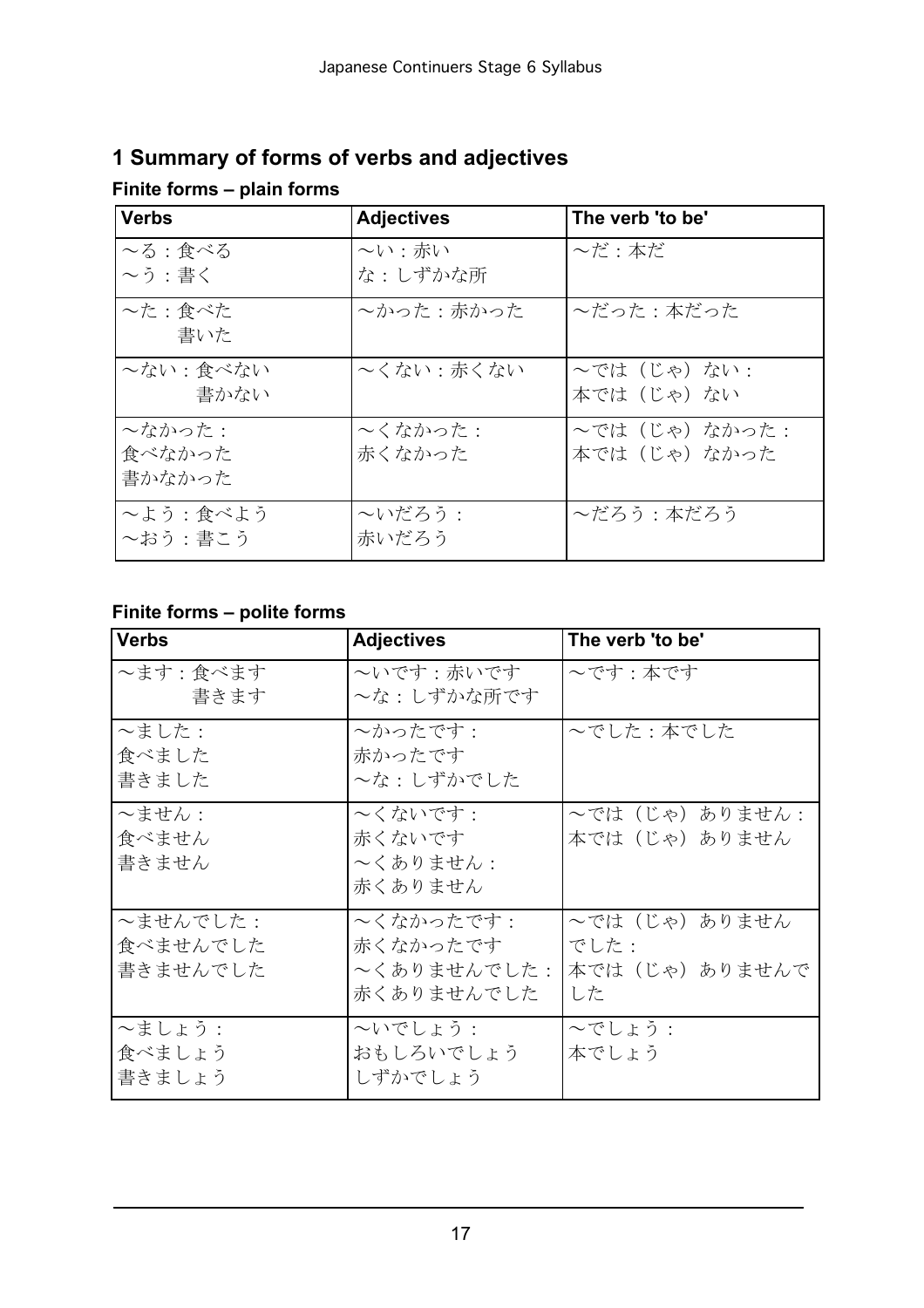## 1 Summary of forms of verbs and adjectives

### Finite forms – plain forms

| Verbs | Adjectives | The verb 'to be' |
|---|---|---|
| ～る：食べる<br>～う：書く | ～い：赤い<br>な：しずかな所 | ～だ：本だ |
| ～た：食べた<br>書いた | ～かった：赤かった | ～だった：本だった |
| ～ない：食べない<br>書かない | ～くない：赤くない | ～では（じゃ）ない：<br>本では（じゃ）ない |
| ～なかった：<br>食べなかった<br>書かなかった | ～くなかった：<br>赤くなかった | ～では（じゃ）なかった：<br>本では（じゃ）なかった |
| ～よう：食べよう<br>～おう：書こう | ～いだろう：<br>赤いだろう | ～だろう：本だろう |

### Finite forms – polite forms

| Verbs | Adjectives | The verb 'to be' |
|---|---|---|
| ～ます：食べます<br>書きます | ～いです：赤いです<br>～な：しずかな所です | ～です：本です |
| ～ました：<br>食べました<br>書きました | ～かったです：<br>赤かったです<br>～な：しずかでした | ～でした：本でした |
| ～ません：<br>食べません<br>書きません | ～くないです：<br>赤くないです<br>～くありません：<br>赤くありません | ～では（じゃ）ありません：<br>本では（じゃ）ありません |
| ～ませんでした：<br>食べませんでした<br>書きませんでした | ～くなかったです：<br>赤くなかったです<br>～くありませんでした：<br>赤くありませんでした | ～では（じゃ）ありませんでした：<br>本では（じゃ）ありませんでした |
| ～ましょう：<br>食べましょう<br>書きましょう | ～いでしょう：<br>おもしろいでしょう<br>しずかでしょう | ～でしょう：<br>本でしょう |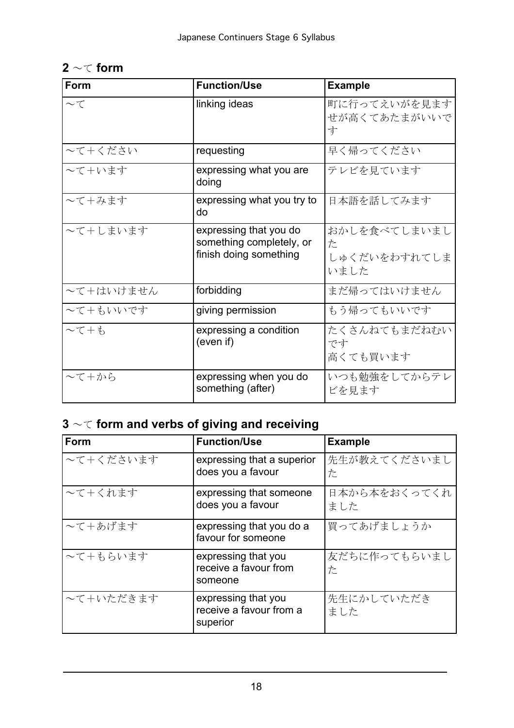## 2 ～て form

| Form | Function/Use | Example |
|---|---|---|
| ～て | linking ideas | 町に行ってえいがを見ます<br>せが高くてあたまがいいです |
| ～て＋ください | requesting | 早く帰ってください |
| ～て＋います | expressing what you are doing | テレビを見ています |
| ～て＋みます | expressing what you try to do | 日本語を話してみます |
| ～て＋しまいます | expressing that you do something completely, or finish doing something | おかしを食べてしまいました<br>しゅくだいをわすれてしまいました |
| ～て＋はいけません | forbidding | まだ帰ってはいけません |
| ～て＋もいいです | giving permission | もう帰ってもいいです |
| ～て＋も | expressing a condition (even if) | たくさんねてもまだねむいです<br>高くても買います |
| ～て＋から | expressing when you do something (after) | いつも勉強をしてからテレビを見ます |

## 3 ～て form and verbs of giving and receiving

| Form | Function/Use | Example |
|---|---|---|
| ～て＋くださいます | expressing that a superior does you a favour | 先生が教えてくださいました |
| ～て＋くれます | expressing that someone does you a favour | 日本から本をおくってくれました |
| ～て＋あげます | expressing that you do a favour for someone | 買ってあげましょうか |
| ～て＋もらいます | expressing that you receive a favour from someone | 友だちに作ってもらいました |
| ～て＋いただきます | expressing that you receive a favour from a superior | 先生にかしていただきました |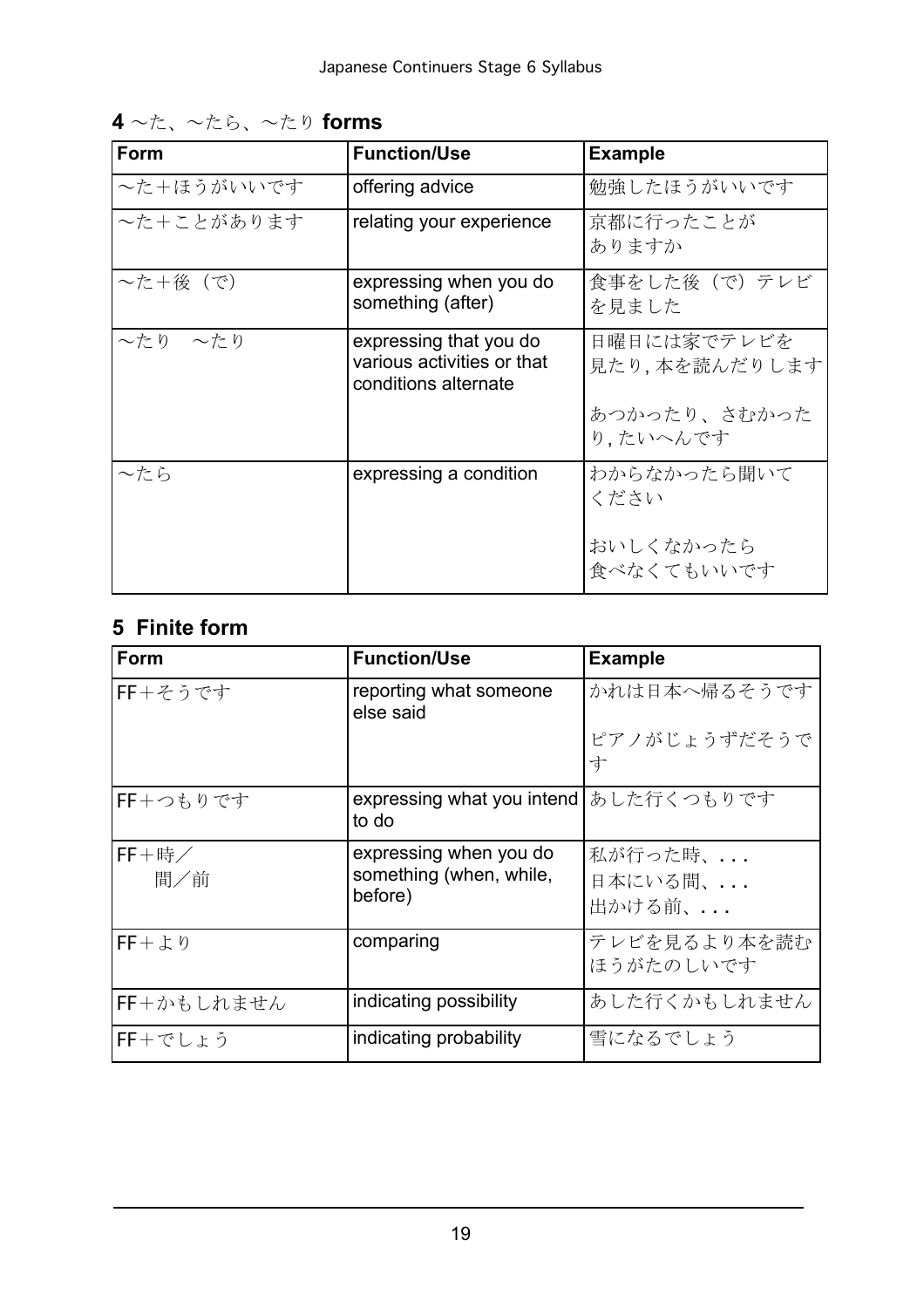## 4 〜た、〜たら、〜たり forms

| Form | Function/Use | Example |
|---|---|---|
| 〜た＋ほうがいいです | offering advice | 勉強したほうがいいです |
| 〜た＋ことがあります | relating your experience | 京都に行ったことがありますか |
| 〜た＋後（で） | expressing when you do something (after) | 食事をした後（で）テレビを見ました |
| 〜たり　〜たり | expressing that you do various activities or that conditions alternate | 日曜日には家でテレビを見たり, 本を読んだりします<br><br>あつかったり、さむかったり, たいへんです |
| 〜たら | expressing a condition | わからなかったら聞いてください<br><br>おいしくなかったら食べなくてもいいです |

## 5 Finite form

| Form | Function/Use | Example |
|---|---|---|
| FF＋そうです | reporting what someone else said | かれは日本へ帰るそうです<br><br>ピアノがじょうずだそうです |
| FF＋つもりです | expressing what you intend to do | あした行くつもりです |
| FF＋時／<br>間／前 | expressing when you do something (when, while, before) | 私が行った時、. . .<br>日本にいる間、. . .<br>出かける前、. . . |
| FF＋より | comparing | テレビを見るより本を読むほうがたのしいです |
| FF＋かもしれません | indicating possibility | あした行くかもしれません |
| FF＋でしょう | indicating probability | 雪になるでしょう |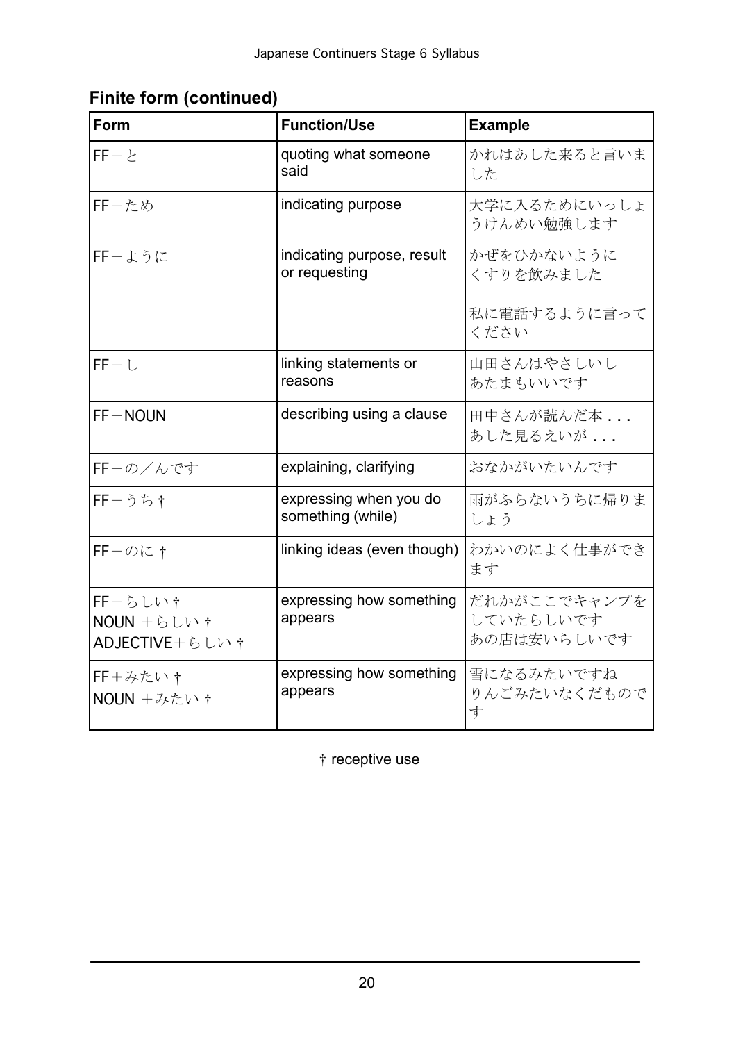## Finite form (continued)

| Form | Function/Use | Example |
|---|---|---|
| FF＋と | quoting what someone said | かれはあした来ると言いました |
| FF＋ため | indicating purpose | 大学に入るためにいっしょうけんめい勉強します |
| FF＋ように | indicating purpose, result or requesting | かぜをひかないようにくすりを飲みました<br><br>私に電話するように言ってください |
| FF＋し | linking statements or reasons | 山田さんはやさしいしあたまもいいです |
| FF＋NOUN | describing using a clause | 田中さんが読んだ本 . . .<br>あした見るえいが . . . |
| FF＋の／んです | explaining, clarifying | おなかがいたいんです |
| FF＋うち † | expressing when you do something (while) | 雨がふらないうちに帰りましょう |
| FF＋のに † | linking ideas (even though) | わかいのによく仕事ができます |
| FF＋らしい †<br>NOUN ＋らしい †<br>ADJECTIVE＋らしい † | expressing how something appears | だれかがここでキャンプをしていたらしいです<br>あの店は安いらしいです |
| FF＋みたい †<br>NOUN ＋みたい † | expressing how something appears | 雪になるみたいですね<br>りんごみたいなくだものです |

† receptive use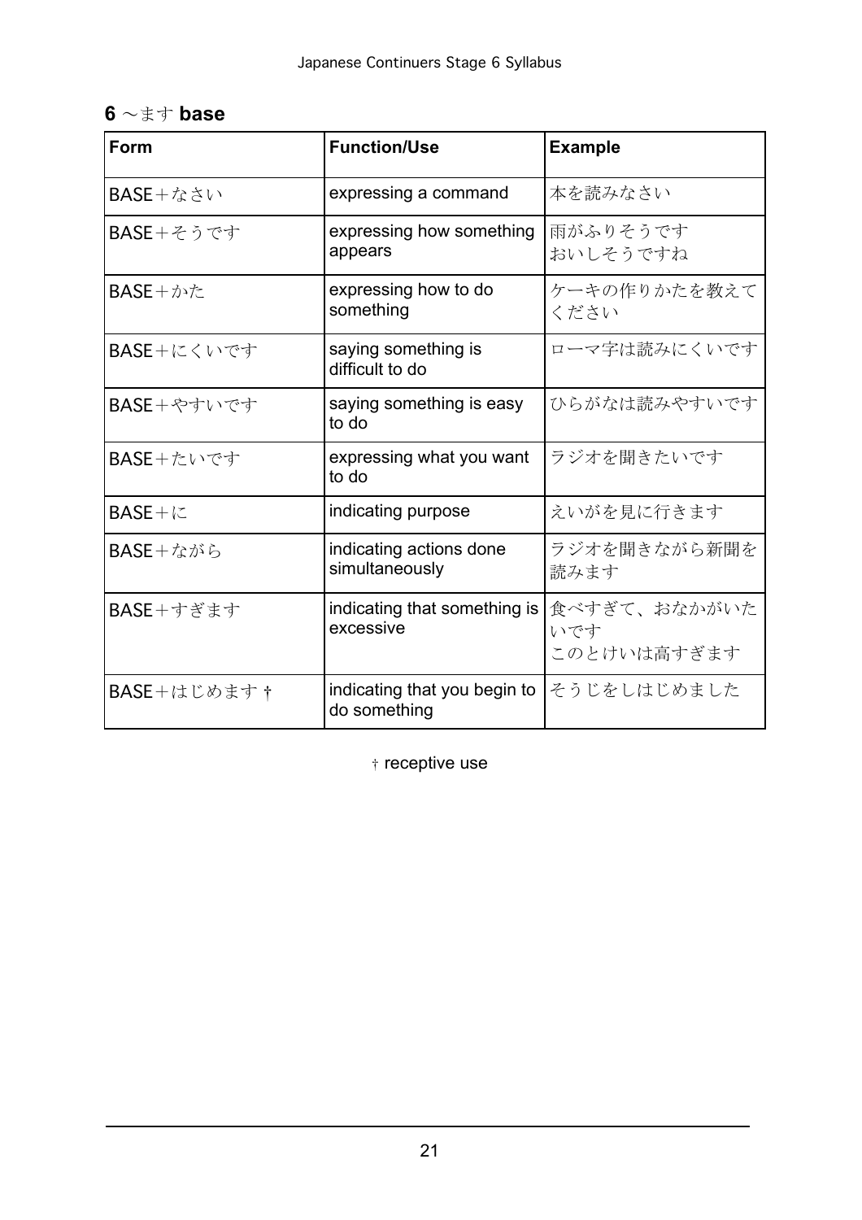## 6 〜ます base

| Form | Function/Use | Example |
|---|---|---|
| BASE＋なさい | expressing a command | 本を読みなさい |
| BASE＋そうです | expressing how something appears | 雨がふりそうです<br>おいしそうですね |
| BASE＋かた | expressing how to do something | ケーキの作りかたを教えてください |
| BASE＋にくいです | saying something is difficult to do | ローマ字は読みにくいです |
| BASE＋やすいです | saying something is easy to do | ひらがなは読みやすいです |
| BASE＋たいです | expressing what you want to do | ラジオを聞きたいです |
| BASE＋に | indicating purpose | えいがを見に行きます |
| BASE＋ながら | indicating actions done simultaneously | ラジオを聞きながら新聞を読みます |
| BASE＋すぎます | indicating that something is excessive | 食べすぎて、おなかがいたいです<br>このとけいは高すぎます |
| BASE＋はじめます † | indicating that you begin to do something | そうじをしはじめました |

† receptive use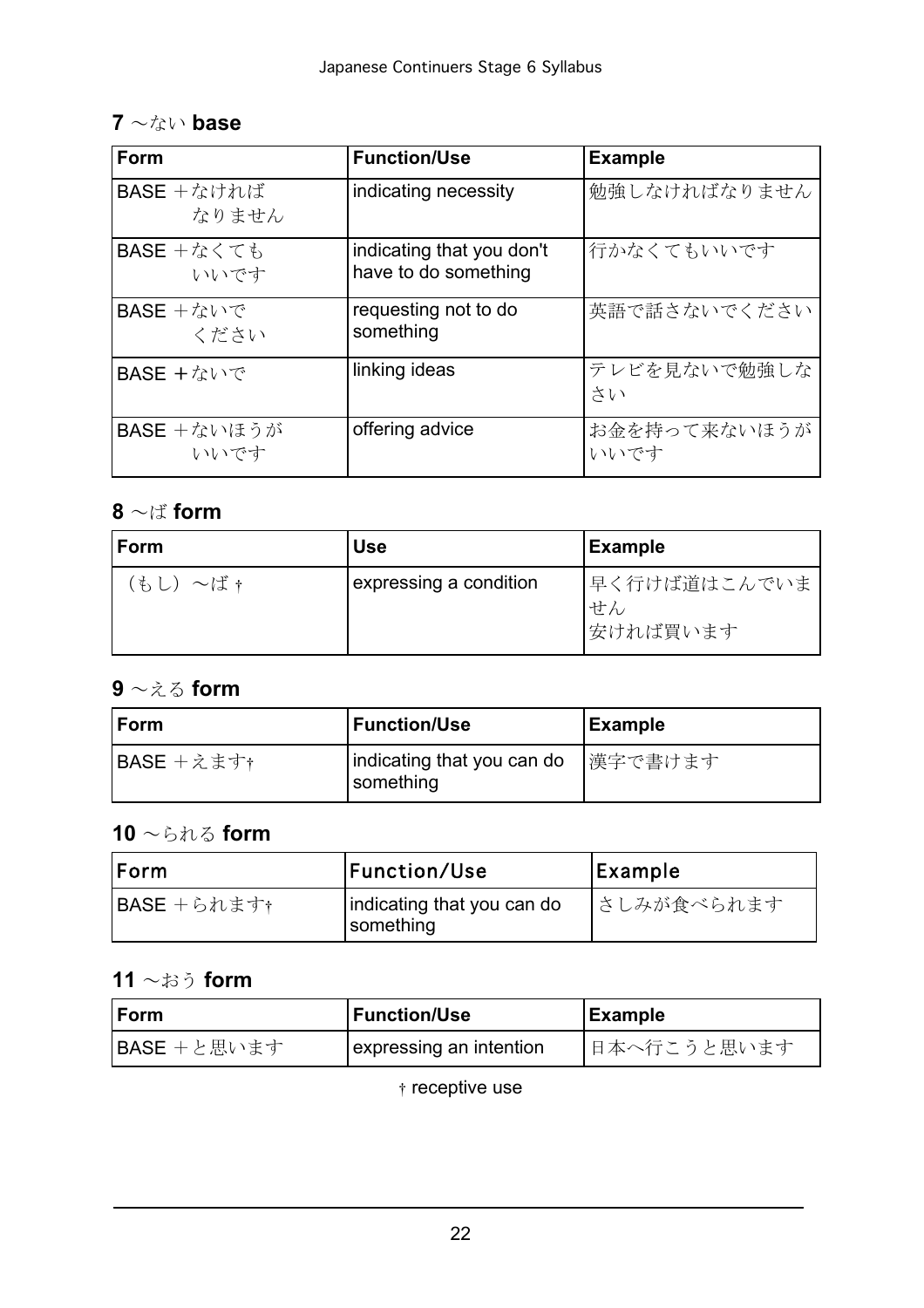## 7 ～ない base

| Form | Function/Use | Example |
|---|---|---|
| BASE ＋なければ なりません | indicating necessity | 勉強しなければなりません |
| BASE ＋なくても いいです | indicating that you don't have to do something | 行かなくてもいいです |
| BASE ＋ないで ください | requesting not to do something | 英語で話さないでください |
| BASE ＋ないで | linking ideas | テレビを見ないで勉強しなさい |
| BASE ＋ないほうが いいです | offering advice | お金を持って来ないほうがいいです |

## 8 ～ば form

| Form | Use | Example |
|---|---|---|
| （もし）～ば † | expressing a condition | 早く行けば道はこんでいません<br>安ければ買います |

## 9 ～える form

| Form | Function/Use | Example |
|---|---|---|
| BASE ＋えます† | indicating that you can do something | 漢字で書けます |

## 10 ～られる form

| Form | Function/Use | Example |
|---|---|---|
| BASE ＋られます† | indicating that you can do something | さしみが食べられます |

## 11 ～おう form

| Form | Function/Use | Example |
|---|---|---|
| BASE ＋と思います | expressing an intention | 日本へ行こうと思います |

† receptive use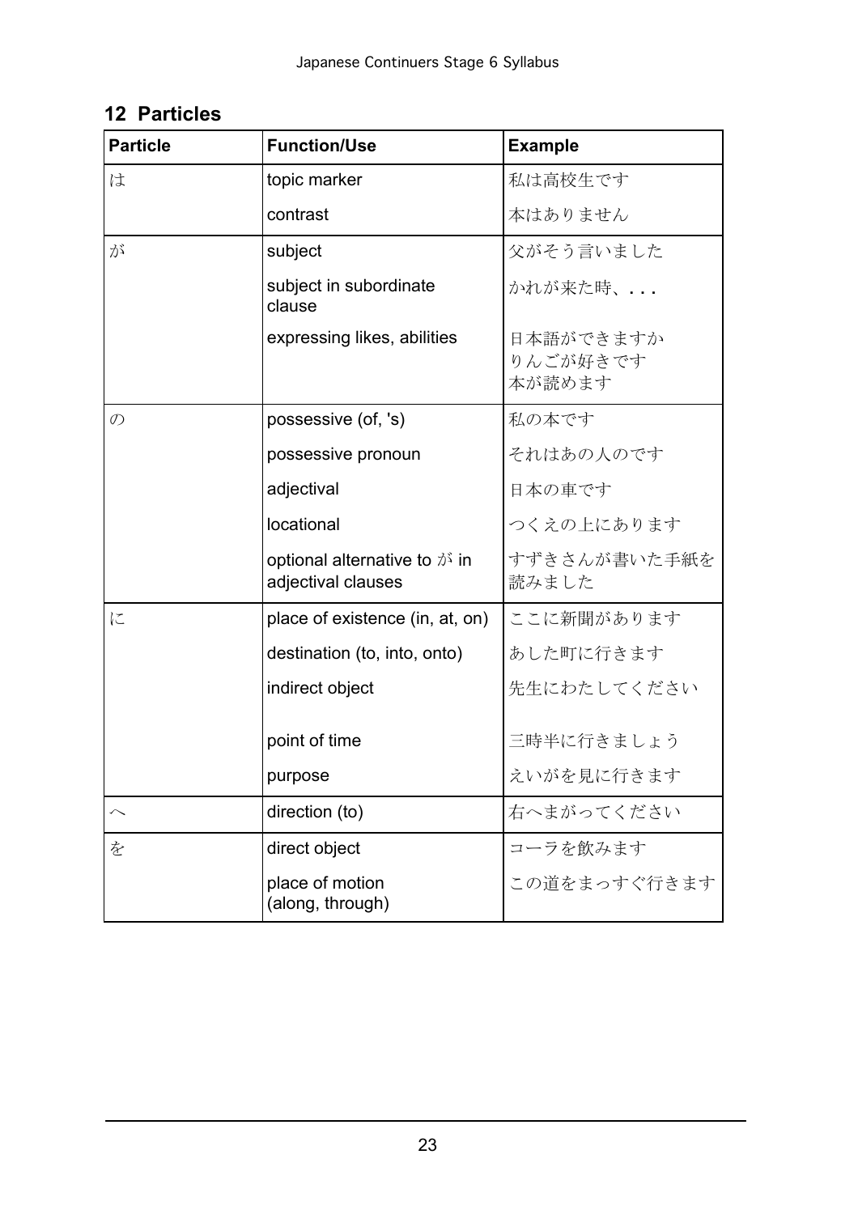## 12 Particles

| Particle | Function/Use | Example |
|---|---|---|
| は | topic marker | 私は高校生です |
| | contrast | 本はありません |
| が | subject | 父がそう言いました |
| | subject in subordinate clause | かれが来た時、. . . |
| | expressing likes, abilities | 日本語ができますか<br>りんごが好きです<br>本が読めます |
| の | possessive (of, 's) | 私の本です |
| | possessive pronoun | それはあの人のです |
| | adjectival | 日本の車です |
| | locational | つくえの上にあります |
| | optional alternative to が in adjectival clauses | すずきさんが書いた手紙を読みました |
| に | place of existence (in, at, on) | ここに新聞があります |
| | destination (to, into, onto) | あした町に行きます |
| | indirect object | 先生にわたしてください |
| | point of time | 三時半に行きましょう |
| | purpose | えいがを見に行きます |
| へ | direction (to) | 右へまがってください |
| を | direct object | コーラを飲みます |
| | place of motion (along, through) | この道をまっすぐ行きます |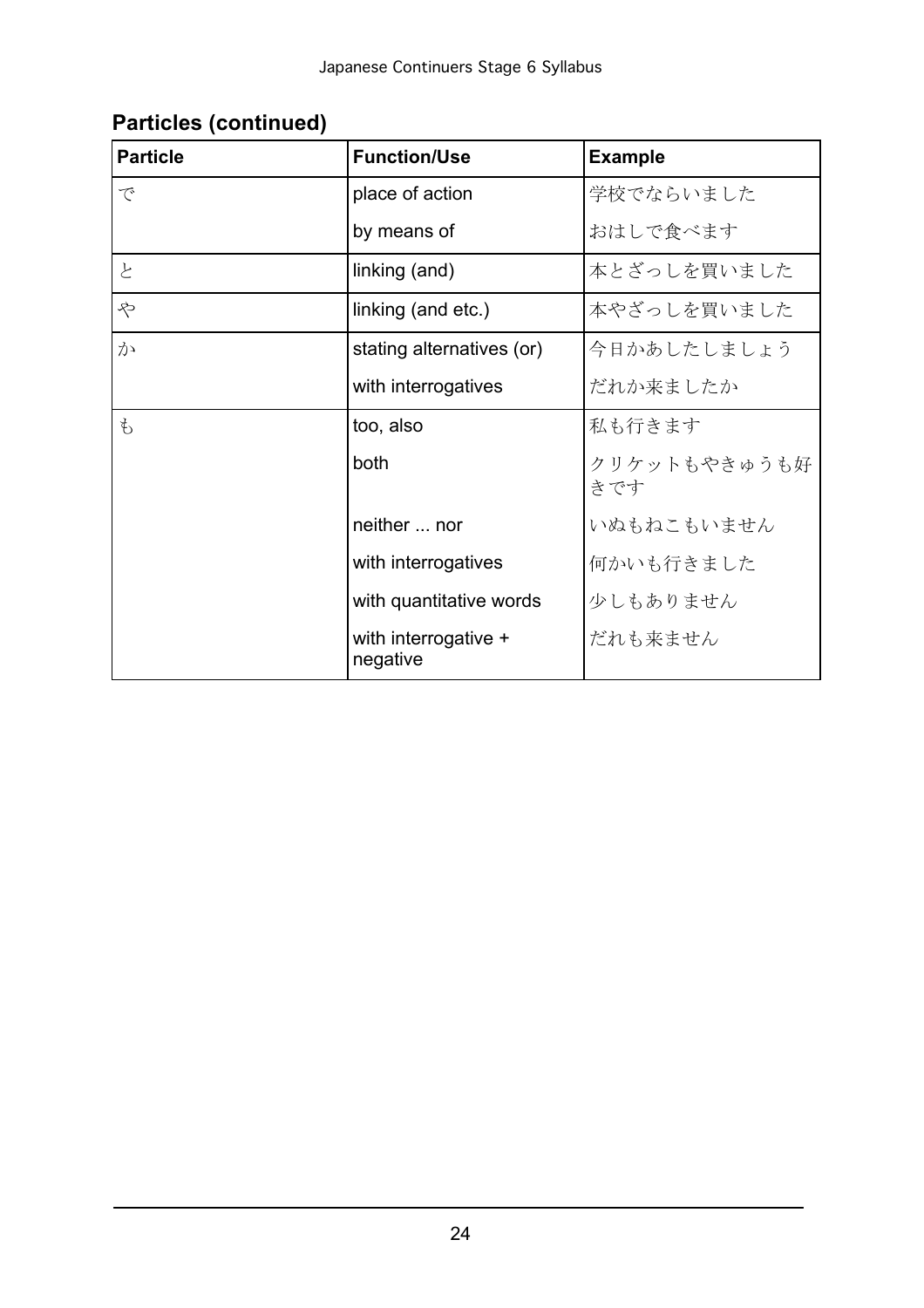## Particles (continued)

| Particle | Function/Use | Example |
| --- | --- | --- |
| で | place of action | 学校でならいました |
| | by means of | おはしで食べます |
| と | linking (and) | 本とざっしを買いました |
| や | linking (and etc.) | 本やざっしを買いました |
| か | stating alternatives (or) | 今日かあしたしましょう |
| | with interrogatives | だれか来ましたか |
| も | too, also | 私も行きます |
| | both | クリケットもやきゅうも好きです |
| | neither ... nor | いぬもねこもいません |
| | with interrogatives | 何かいも行きました |
| | with quantitative words | 少しもありません |
| | with interrogative + negative | だれも来ません |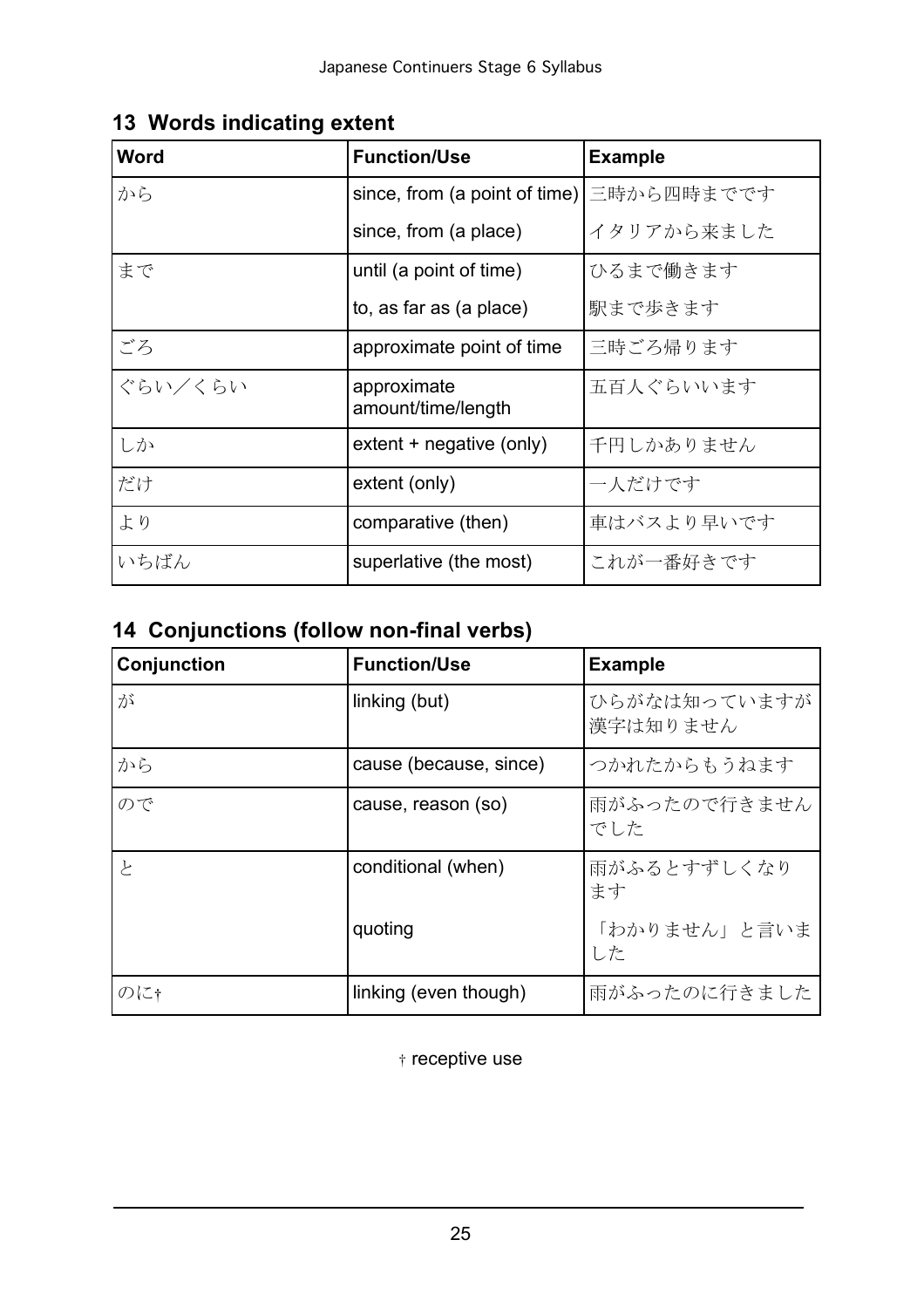## 13 Words indicating extent

| Word | Function/Use | Example |
|---|---|---|
| から | since, from (a point of time) | 三時から四時までです |
| | since, from (a place) | イタリアから来ました |
| まで | until (a point of time) | ひるまで働きます |
| | to, as far as (a place) | 駅まで歩きます |
| ごろ | approximate point of time | 三時ごろ帰ります |
| ぐらい／くらい | approximate amount/time/length | 五百人ぐらいいます |
| しか | extent + negative (only) | 千円しかありません |
| だけ | extent (only) | 一人だけです |
| より | comparative (then) | 車はバスより早いです |
| いちばん | superlative (the most) | これが一番好きです |

## 14 Conjunctions (follow non-final verbs)

| Conjunction | Function/Use | Example |
|---|---|---|
| が | linking (but) | ひらがなは知っていますが漢字は知りません |
| から | cause (because, since) | つかれたからもうねます |
| ので | cause, reason (so) | 雨がふったので行きませんでした |
| と | conditional (when) | 雨がふるとすずしくなります |
| | quoting | 「わかりません」と言いました |
| のに† | linking (even though) | 雨がふったのに行きました |

† receptive use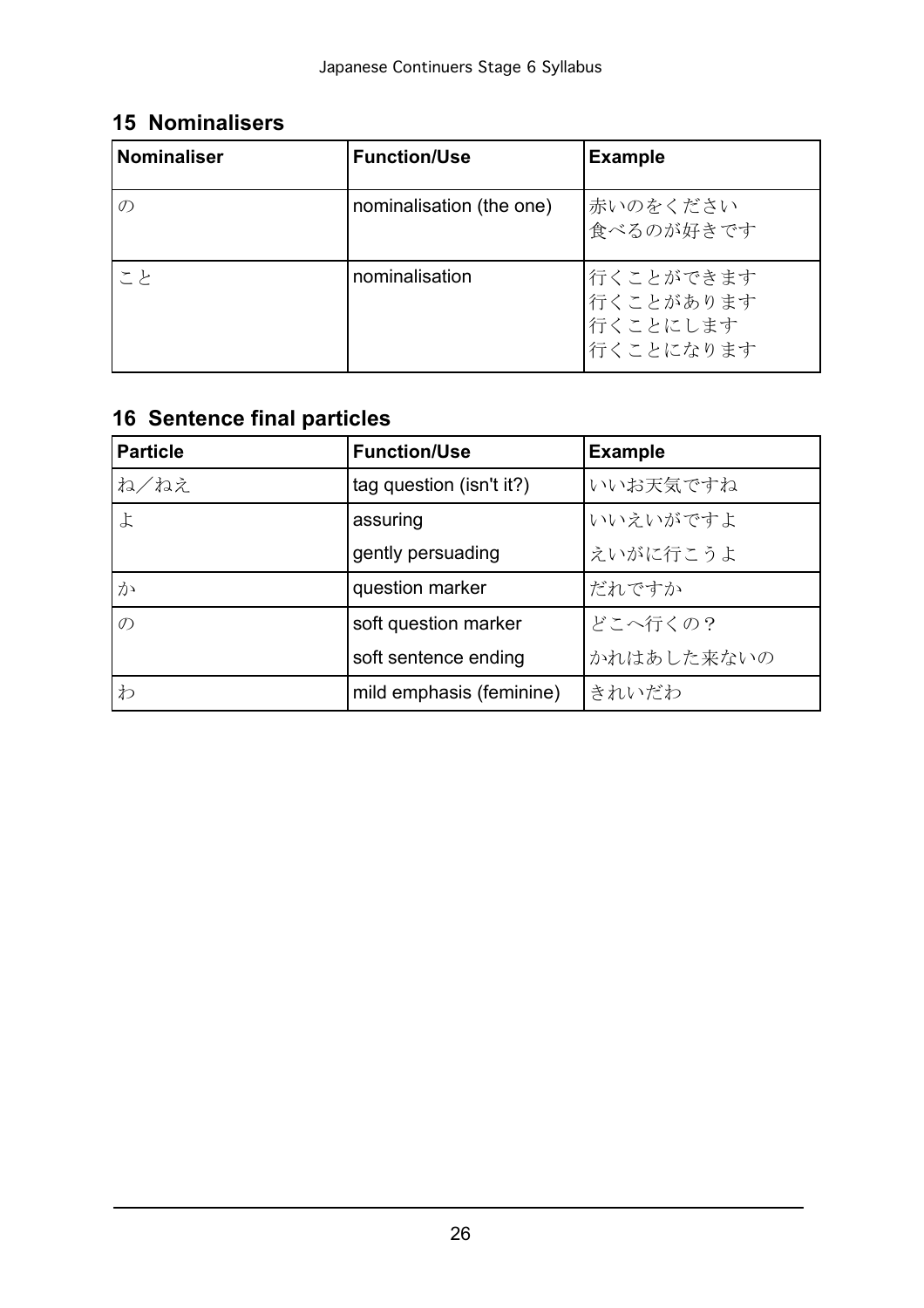## 15 Nominalisers

| Nominaliser | Function/Use | Example |
|---|---|---|
| の | nominalisation (the one) | 赤いのをください<br>食べるのが好きです |
| こと | nominalisation | 行くことができます<br>行くことがあります<br>行くことにします<br>行くことになります |

## 16 Sentence final particles

| Particle | Function/Use | Example |
|---|---|---|
| ね／ねえ | tag question (isn't it?) | いいお天気ですね |
| よ | assuring | いいえいがですよ |
| | gently persuading | えいがに行こうよ |
| か | question marker | だれですか |
| の | soft question marker | どこへ行くの？ |
| | soft sentence ending | かれはあした来ないの |
| わ | mild emphasis (feminine) | きれいだわ |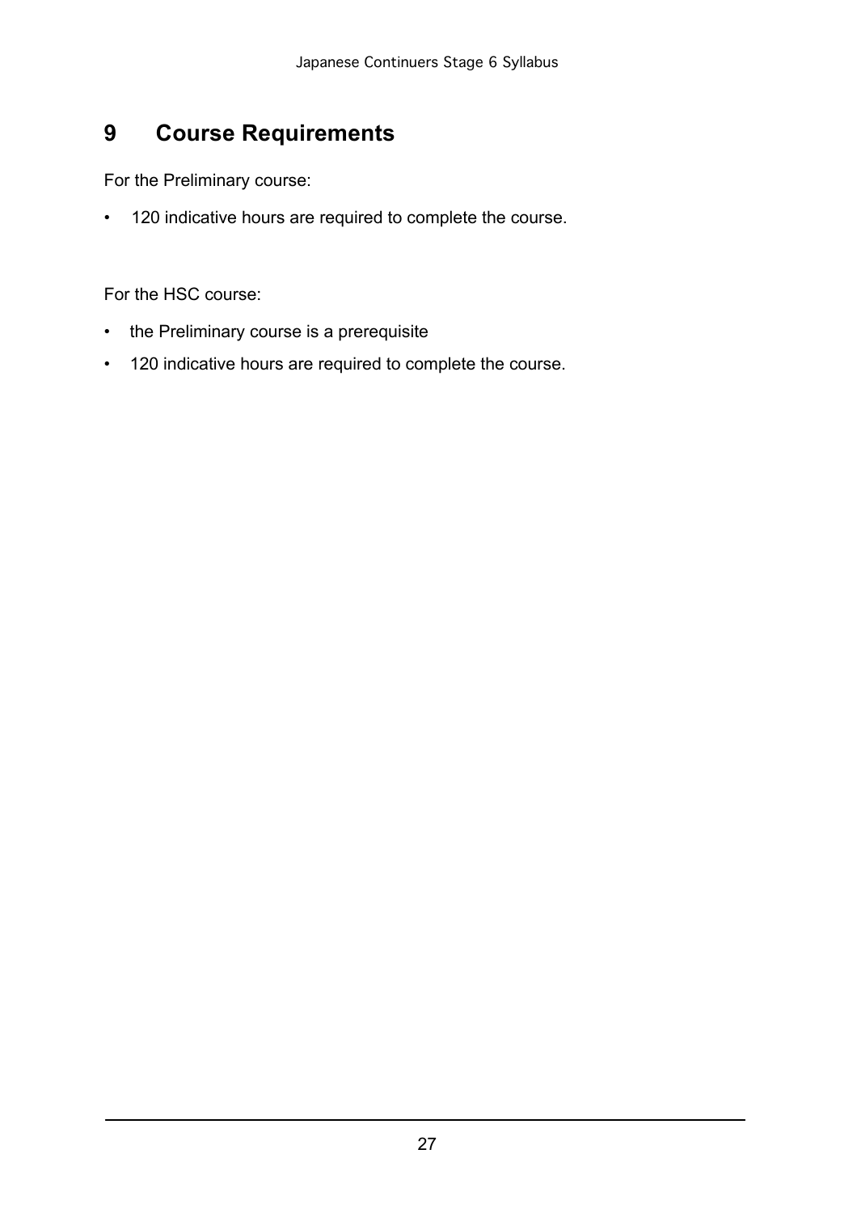## 9 Course Requirements

For the Preliminary course:

- 120 indicative hours are required to complete the course.

For the HSC course:

- the Preliminary course is a prerequisite
- 120 indicative hours are required to complete the course.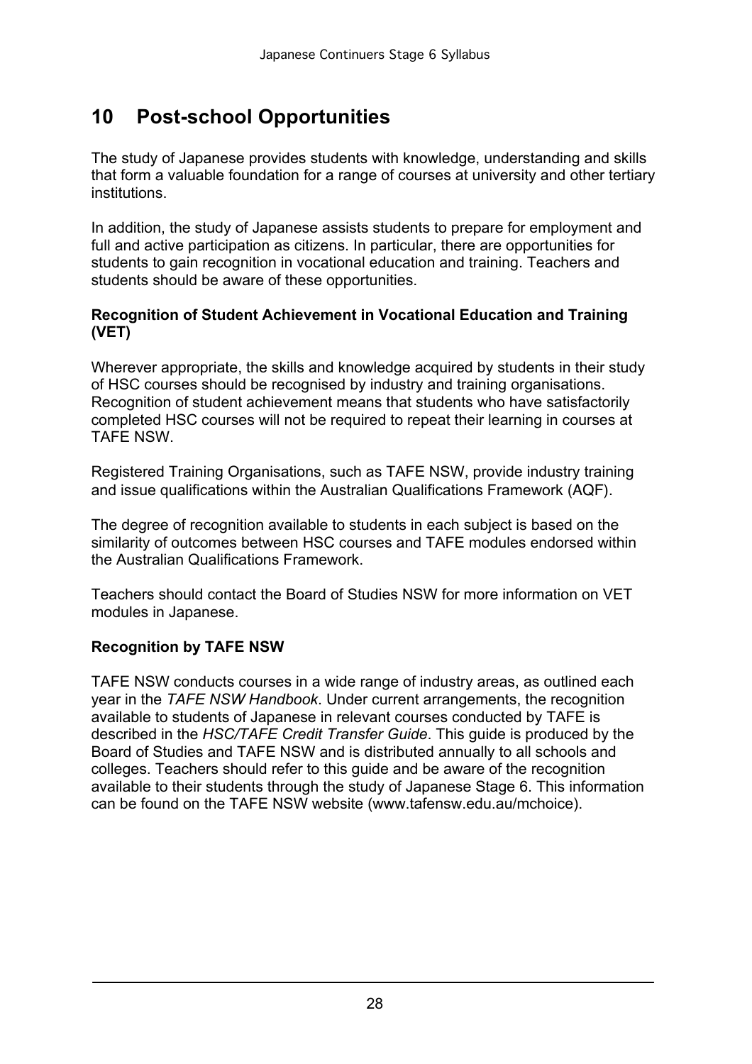# 10 Post-school Opportunities

The study of Japanese provides students with knowledge, understanding and skills that form a valuable foundation for a range of courses at university and other tertiary institutions.

In addition, the study of Japanese assists students to prepare for employment and full and active participation as citizens. In particular, there are opportunities for students to gain recognition in vocational education and training. Teachers and students should be aware of these opportunities.

### Recognition of Student Achievement in Vocational Education and Training (VET)

Wherever appropriate, the skills and knowledge acquired by students in their study of HSC courses should be recognised by industry and training organisations. Recognition of student achievement means that students who have satisfactorily completed HSC courses will not be required to repeat their learning in courses at TAFE NSW.

Registered Training Organisations, such as TAFE NSW, provide industry training and issue qualifications within the Australian Qualifications Framework (AQF).

The degree of recognition available to students in each subject is based on the similarity of outcomes between HSC courses and TAFE modules endorsed within the Australian Qualifications Framework.

Teachers should contact the Board of Studies NSW for more information on VET modules in Japanese.

### Recognition by TAFE NSW

TAFE NSW conducts courses in a wide range of industry areas, as outlined each year in the *TAFE NSW Handbook*. Under current arrangements, the recognition available to students of Japanese in relevant courses conducted by TAFE is described in the *HSC/TAFE Credit Transfer Guide*. This guide is produced by the Board of Studies and TAFE NSW and is distributed annually to all schools and colleges. Teachers should refer to this guide and be aware of the recognition available to their students through the study of Japanese Stage 6. This information can be found on the TAFE NSW website (www.tafensw.edu.au/mchoice).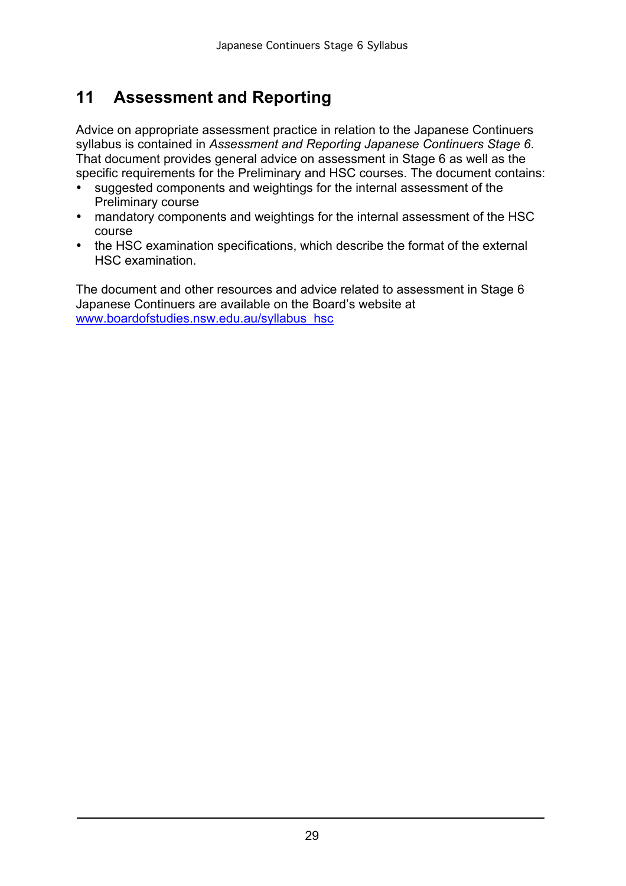## 11 Assessment and Reporting

Advice on appropriate assessment practice in relation to the Japanese Continuers syllabus is contained in *Assessment and Reporting Japanese Continuers Stage 6*. That document provides general advice on assessment in Stage 6 as well as the specific requirements for the Preliminary and HSC courses. The document contains:

- suggested components and weightings for the internal assessment of the Preliminary course
- mandatory components and weightings for the internal assessment of the HSC course
- the HSC examination specifications, which describe the format of the external HSC examination.

The document and other resources and advice related to assessment in Stage 6 Japanese Continuers are available on the Board's website at www.boardofstudies.nsw.edu.au/syllabus_hsc